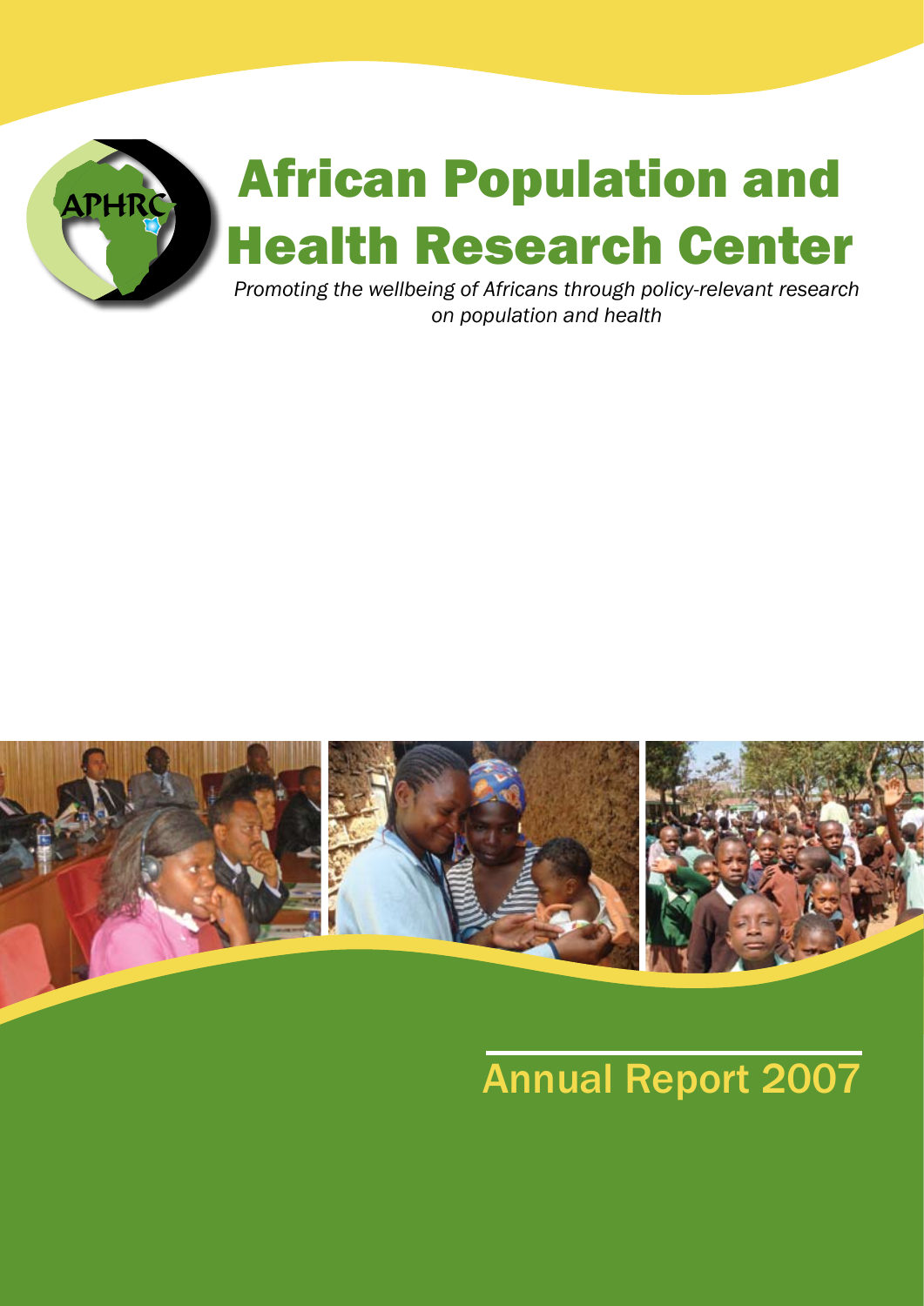# African Population and Health Research Center

*Promoting the wellbeing of Africans through policy-relevant research on population and health*

## Annual Report 2007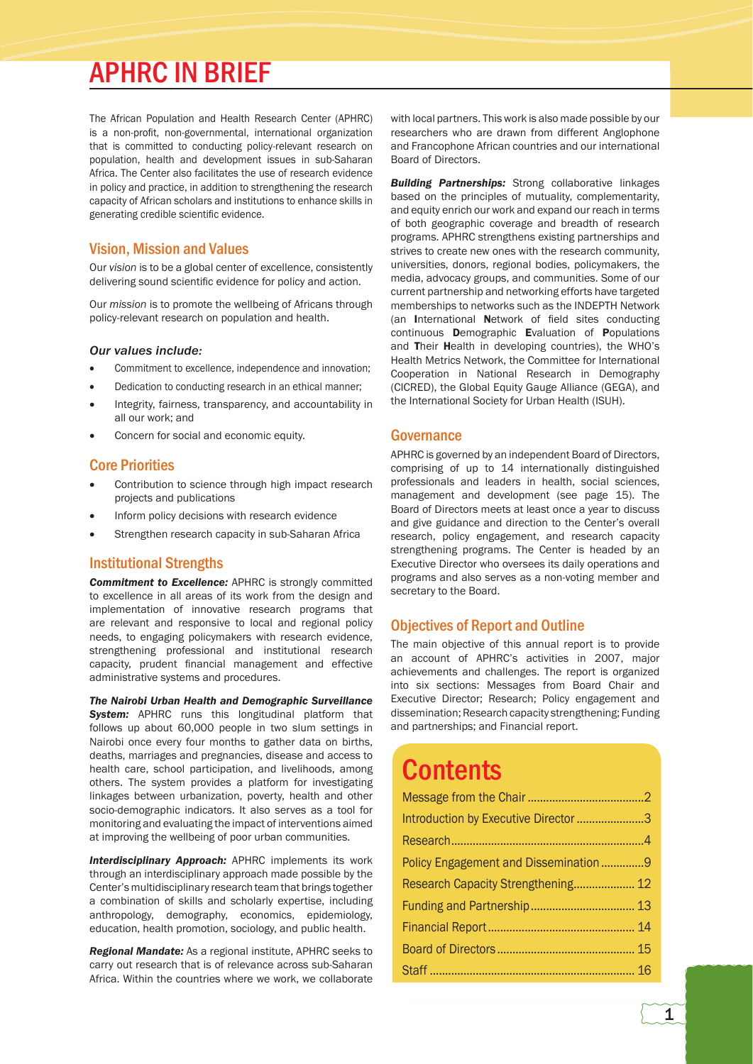# APHRC IN BRIEF

The African Population and Health Research Center (APHRC) is a non-profit, non-governmental, international organization that is committed to conducting policy-relevant research on population, health and development issues in sub-Saharan Africa. The Center also facilitates the use of research evidence in policy and practice, in addition to strengthening the research capacity of African scholars and institutions to enhance skills in generating credible scientific evidence.

## Vision, Mission and Values

Our *vision* is to be a global center of excellence, consistently delivering sound scientific evidence for policy and action.

Our *mission* is to promote the wellbeing of Africans through policy-relevant research on population and health.

*Our values include:*

- Commitment to excellence, independence and innovation;
- Dedication to conducting research in an ethical manner;
- Integrity, fairness, transparency, and accountability in all our work; and
- Concern for social and economic equity.

## Core Priorities

- Contribution to science through high impact research projects and publications
- Inform policy decisions with research evidence
- Strengthen research capacity in sub-Saharan Africa

## Institutional Strengths

***Commitment to Excellence:*** APHRC is strongly committed to excellence in all areas of its work from the design and implementation of innovative research programs that are relevant and responsive to local and regional policy needs, to engaging policymakers with research evidence, strengthening professional and institutional research capacity, prudent financial management and effective administrative systems and procedures.

***The Nairobi Urban Health and Demographic Surveillance System:*** APHRC runs this longitudinal platform that follows up about 60,000 people in two slum settings in Nairobi once every four months to gather data on births, deaths, marriages and pregnancies, disease and access to health care, school participation, and livelihoods, among others. The system provides a platform for investigating linkages between urbanization, poverty, health and other socio-demographic indicators. It also serves as a tool for monitoring and evaluating the impact of interventions aimed at improving the wellbeing of poor urban communities.

***Interdisciplinary Approach:*** APHRC implements its work through an interdisciplinary approach made possible by the Center's multidisciplinary research team that brings together a combination of skills and scholarly expertise, including anthropology, demography, economics, epidemiology, education, health promotion, sociology, and public health.

***Regional Mandate:*** As a regional institute, APHRC seeks to carry out research that is of relevance across sub-Saharan Africa. Within the countries where we work, we collaborate with local partners. This work is also made possible by our researchers who are drawn from different Anglophone and Francophone African countries and our international Board of Directors.

***Building Partnerships:*** Strong collaborative linkages based on the principles of mutuality, complementarity, and equity enrich our work and expand our reach in terms of both geographic coverage and breadth of research programs. APHRC strengthens existing partnerships and strives to create new ones with the research community, universities, donors, regional bodies, policymakers, the media, advocacy groups, and communities. Some of our current partnership and networking efforts have targeted memberships to networks such as the INDEPTH Network (an **I**nternational **N**etwork of field sites conducting continuous **D**emographic **E**valuation of **P**opulations and **T**heir **H**ealth in developing countries), the WHO's Health Metrics Network, the Committee for International Cooperation in National Research in Demography (CICRED), the Global Equity Gauge Alliance (GEGA), and the International Society for Urban Health (ISUH).

## Governance

APHRC is governed by an independent Board of Directors, comprising of up to 14 internationally distinguished professionals and leaders in health, social sciences, management and development (see page 15). The Board of Directors meets at least once a year to discuss and give guidance and direction to the Center's overall research, policy engagement, and research capacity strengthening programs. The Center is headed by an Executive Director who oversees its daily operations and programs and also serves as a non-voting member and secretary to the Board.

## Objectives of Report and Outline

The main objective of this annual report is to provide an account of APHRC's activities in 2007, major achievements and challenges. The report is organized into six sections: Messages from Board Chair and Executive Director; Research; Policy engagement and dissemination; Research capacity strengthening; Funding and partnerships; and Financial report.

# Contents

| | |
|---|---|
| Message from the Chair | 2 |
| Introduction by Executive Director | 3 |
| Research | 4 |
| Policy Engagement and Dissemination | 9 |
| Research Capacity Strengthening | 12 |
| Funding and Partnership | 13 |
| Financial Report | 14 |
| Board of Directors | 15 |
| Staff | 16 |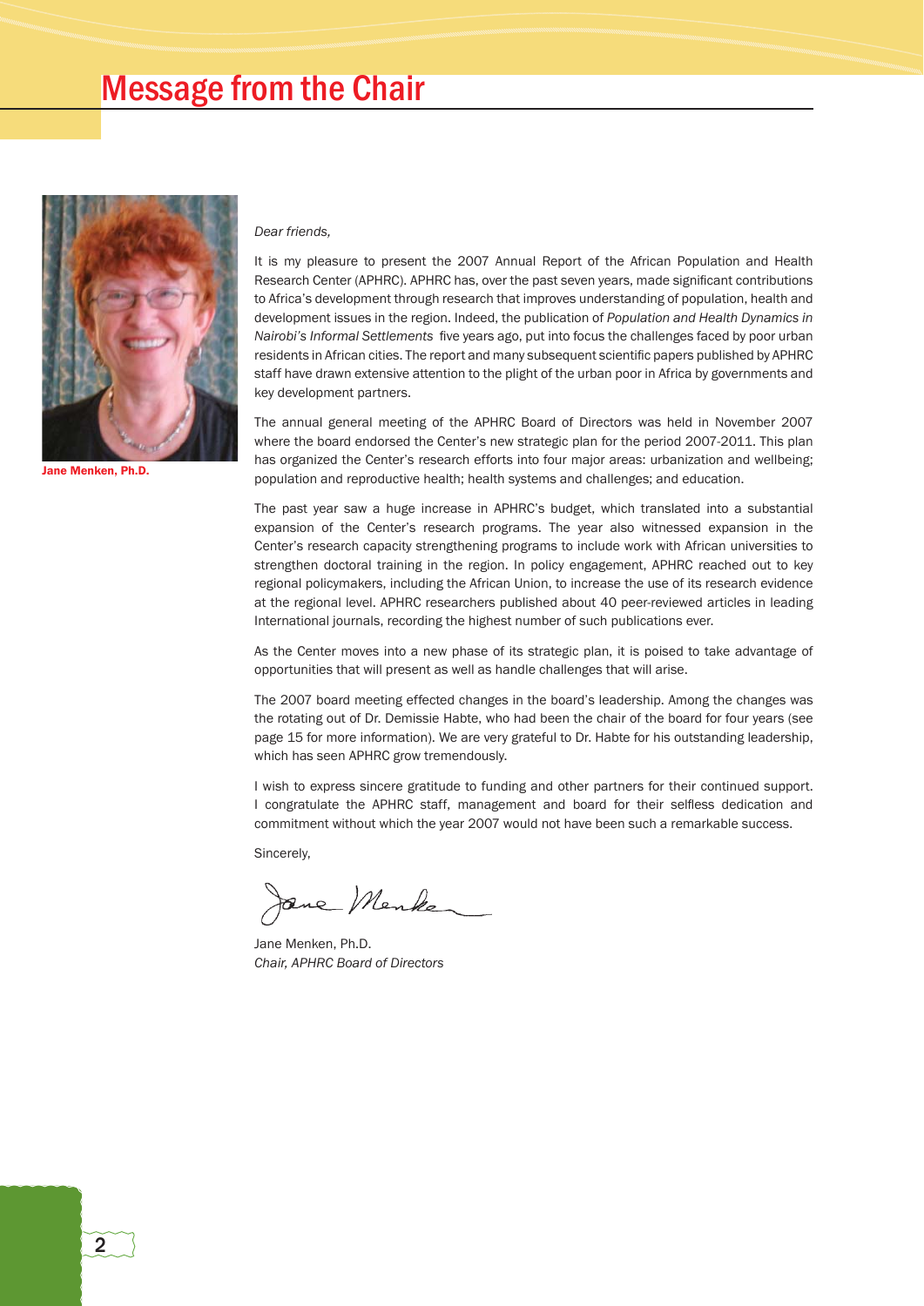# Message from the Chair

Jane Menken, Ph.D.

*Dear friends,*

It is my pleasure to present the 2007 Annual Report of the African Population and Health Research Center (APHRC). APHRC has, over the past seven years, made significant contributions to Africa's development through research that improves understanding of population, health and development issues in the region. Indeed, the publication of *Population and Health Dynamics in Nairobi's Informal Settlements* five years ago, put into focus the challenges faced by poor urban residents in African cities. The report and many subsequent scientific papers published by APHRC staff have drawn extensive attention to the plight of the urban poor in Africa by governments and key development partners.

The annual general meeting of the APHRC Board of Directors was held in November 2007 where the board endorsed the Center's new strategic plan for the period 2007-2011. This plan has organized the Center's research efforts into four major areas: urbanization and wellbeing; population and reproductive health; health systems and challenges; and education.

The past year saw a huge increase in APHRC's budget, which translated into a substantial expansion of the Center's research programs. The year also witnessed expansion in the Center's research capacity strengthening programs to include work with African universities to strengthen doctoral training in the region. In policy engagement, APHRC reached out to key regional policymakers, including the African Union, to increase the use of its research evidence at the regional level. APHRC researchers published about 40 peer-reviewed articles in leading International journals, recording the highest number of such publications ever.

As the Center moves into a new phase of its strategic plan, it is poised to take advantage of opportunities that will present as well as handle challenges that will arise.

The 2007 board meeting effected changes in the board's leadership. Among the changes was the rotating out of Dr. Demissie Habte, who had been the chair of the board for four years (see page 15 for more information). We are very grateful to Dr. Habte for his outstanding leadership, which has seen APHRC grow tremendously.

I wish to express sincere gratitude to funding and other partners for their continued support. I congratulate the APHRC staff, management and board for their selfless dedication and commitment without which the year 2007 would not have been such a remarkable success.

Sincerely,

Jane Menken, Ph.D.
*Chair, APHRC Board of Directors*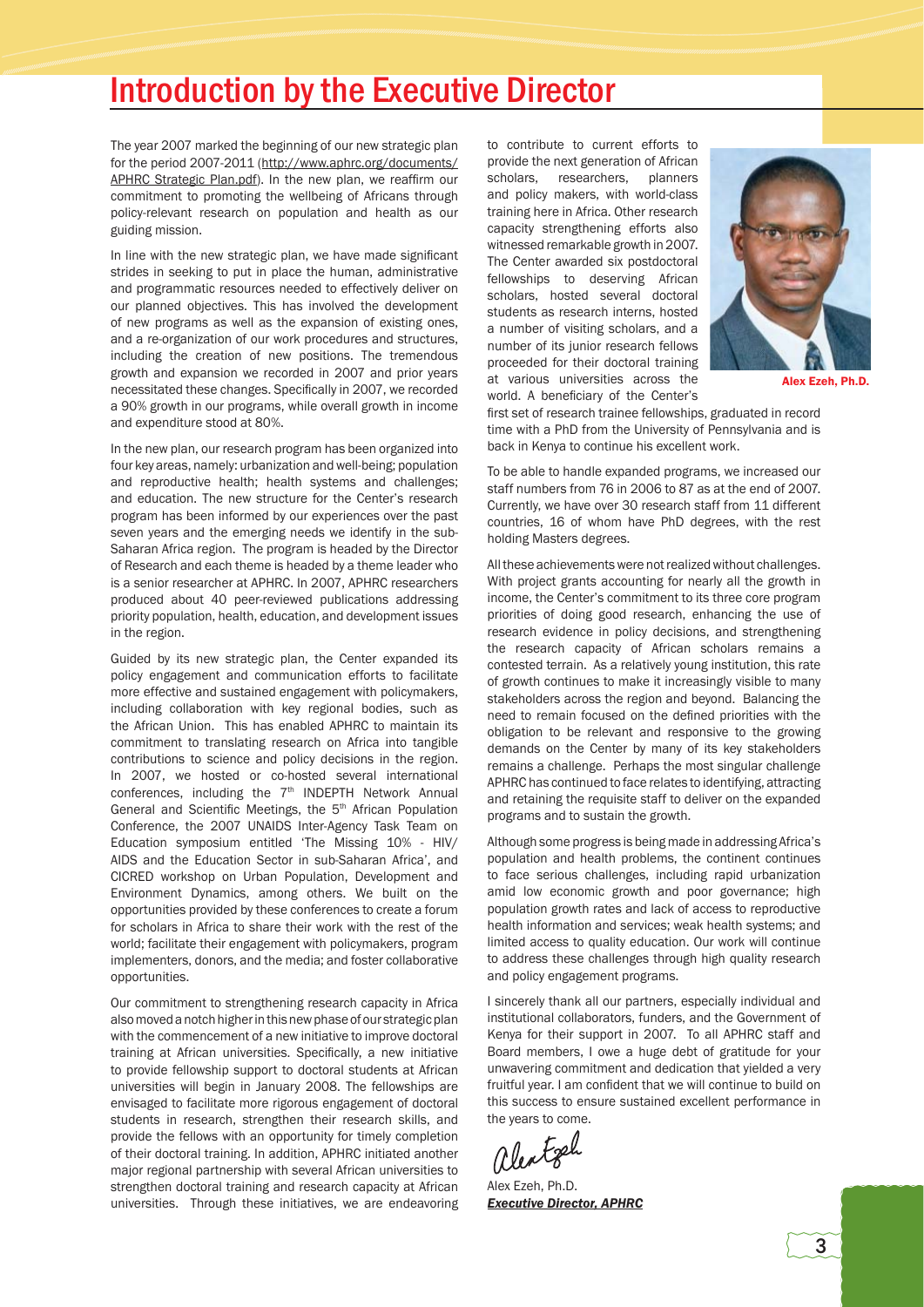# Introduction by the Executive Director

The year 2007 marked the beginning of our new strategic plan for the period 2007-2011 (http://www.aphrc.org/documents/APHRC Strategic Plan.pdf). In the new plan, we reaffirm our commitment to promoting the wellbeing of Africans through policy-relevant research on population and health as our guiding mission.

In line with the new strategic plan, we have made significant strides in seeking to put in place the human, administrative and programmatic resources needed to effectively deliver on our planned objectives. This has involved the development of new programs as well as the expansion of existing ones, and a re-organization of our work procedures and structures, including the creation of new positions. The tremendous growth and expansion we recorded in 2007 and prior years necessitated these changes. Specifically in 2007, we recorded a 90% growth in our programs, while overall growth in income and expenditure stood at 80%.

In the new plan, our research program has been organized into four key areas, namely: urbanization and well-being; population and reproductive health; health systems and challenges; and education. The new structure for the Center's research program has been informed by our experiences over the past seven years and the emerging needs we identify in the sub-Saharan Africa region. The program is headed by the Director of Research and each theme is headed by a theme leader who is a senior researcher at APHRC. In 2007, APHRC researchers produced about 40 peer-reviewed publications addressing priority population, health, education, and development issues in the region.

Guided by its new strategic plan, the Center expanded its policy engagement and communication efforts to facilitate more effective and sustained engagement with policymakers, including collaboration with key regional bodies, such as the African Union. This has enabled APHRC to maintain its commitment to translating research on Africa into tangible contributions to science and policy decisions in the region. In 2007, we hosted or co-hosted several international conferences, including the 7th INDEPTH Network Annual General and Scientific Meetings, the 5th African Population Conference, the 2007 UNAIDS Inter-Agency Task Team on Education symposium entitled 'The Missing 10% - HIV/AIDS and the Education Sector in sub-Saharan Africa', and CICRED workshop on Urban Population, Development and Environment Dynamics, among others. We built on the opportunities provided by these conferences to create a forum for scholars in Africa to share their work with the rest of the world; facilitate their engagement with policymakers, program implementers, donors, and the media; and foster collaborative opportunities.

Our commitment to strengthening research capacity in Africa also moved a notch higher in this new phase of our strategic plan with the commencement of a new initiative to improve doctoral training at African universities. Specifically, a new initiative to provide fellowship support to doctoral students at African universities will begin in January 2008. The fellowships are envisaged to facilitate more rigorous engagement of doctoral students in research, strengthen their research skills, and provide the fellows with an opportunity for timely completion of their doctoral training. In addition, APHRC initiated another major regional partnership with several African universities to strengthen doctoral training and research capacity at African universities. Through these initiatives, we are endeavoring to contribute to current efforts to provide the next generation of African scholars, researchers, planners and policy makers, with world-class training here in Africa. Other research capacity strengthening efforts also witnessed remarkable growth in 2007. The Center awarded six postdoctoral fellowships to deserving African scholars, hosted several doctoral students as research interns, hosted a number of visiting scholars, and a number of its junior research fellows proceeded for their doctoral training at various universities across the world. A beneficiary of the Center's first set of research trainee fellowships, graduated in record time with a PhD from the University of Pennsylvania and is back in Kenya to continue his excellent work.

Alex Ezeh, Ph.D.

To be able to handle expanded programs, we increased our staff numbers from 76 in 2006 to 87 as at the end of 2007. Currently, we have over 30 research staff from 11 different countries, 16 of whom have PhD degrees, with the rest holding Masters degrees.

All these achievements were not realized without challenges. With project grants accounting for nearly all the growth in income, the Center's commitment to its three core program priorities of doing good research, enhancing the use of research evidence in policy decisions, and strengthening the research capacity of African scholars remains a contested terrain. As a relatively young institution, this rate of growth continues to make it increasingly visible to many stakeholders across the region and beyond. Balancing the need to remain focused on the defined priorities with the obligation to be relevant and responsive to the growing demands on the Center by many of its key stakeholders remains a challenge. Perhaps the most singular challenge APHRC has continued to face relates to identifying, attracting and retaining the requisite staff to deliver on the expanded programs and to sustain the growth.

Although some progress is being made in addressing Africa's population and health problems, the continent continues to face serious challenges, including rapid urbanization amid low economic growth and poor governance; high population growth rates and lack of access to reproductive health information and services; weak health systems; and limited access to quality education. Our work will continue to address these challenges through high quality research and policy engagement programs.

I sincerely thank all our partners, especially individual and institutional collaborators, funders, and the Government of Kenya for their support in 2007. To all APHRC staff and Board members, I owe a huge debt of gratitude for your unwavering commitment and dedication that yielded a very fruitful year. I am confident that we will continue to build on this success to ensure sustained excellent performance in the years to come.

Alex Ezeh, Ph.D.
***Executive Director, APHRC***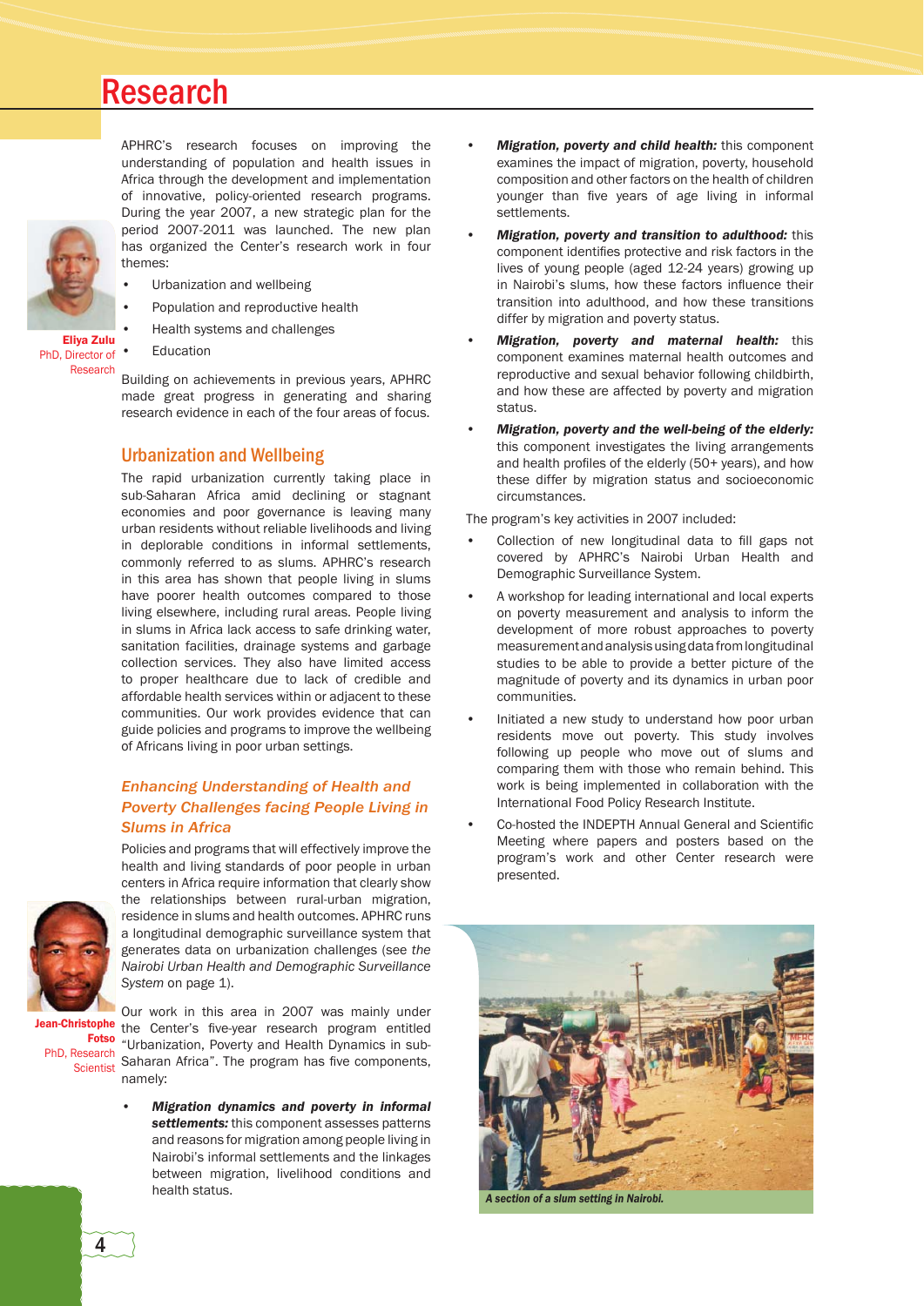# Research

Eliya Zulu
PhD, Director of Research

APHRC's research focuses on improving the understanding of population and health issues in Africa through the development and implementation of innovative, policy-oriented research programs. During the year 2007, a new strategic plan for the period 2007-2011 was launched. The new plan has organized the Center's research work in four themes:

- Urbanization and wellbeing
- Population and reproductive health
- Health systems and challenges
- Education

Building on achievements in previous years, APHRC made great progress in generating and sharing research evidence in each of the four areas of focus.

## Urbanization and Wellbeing

The rapid urbanization currently taking place in sub-Saharan Africa amid declining or stagnant economies and poor governance is leaving many urban residents without reliable livelihoods and living in deplorable conditions in informal settlements, commonly referred to as slums. APHRC's research in this area has shown that people living in slums have poorer health outcomes compared to those living elsewhere, including rural areas. People living in slums in Africa lack access to safe drinking water, sanitation facilities, drainage systems and garbage collection services. They also have limited access to proper healthcare due to lack of credible and affordable health services within or adjacent to these communities. Our work provides evidence that can guide policies and programs to improve the wellbeing of Africans living in poor urban settings.

### *Enhancing Understanding of Health and Poverty Challenges facing People Living in Slums in Africa*

Jean-Christophe Fotso
PhD, Research Scientist

Policies and programs that will effectively improve the health and living standards of poor people in urban centers in Africa require information that clearly show the relationships between rural-urban migration, residence in slums and health outcomes. APHRC runs a longitudinal demographic surveillance system that generates data on urbanization challenges (see *the Nairobi Urban Health and Demographic Surveillance System* on page 1).

Our work in this area in 2007 was mainly under the Center's five-year research program entitled "Urbanization, Poverty and Health Dynamics in sub-Saharan Africa". The program has five components, namely:

- ***Migration dynamics and poverty in informal settlements:*** this component assesses patterns and reasons for migration among people living in Nairobi's informal settlements and the linkages between migration, livelihood conditions and health status.
- ***Migration, poverty and child health:*** this component examines the impact of migration, poverty, household composition and other factors on the health of children younger than five years of age living in informal settlements.
- ***Migration, poverty and transition to adulthood:*** this component identifies protective and risk factors in the lives of young people (aged 12-24 years) growing up in Nairobi's slums, how these factors influence their transition into adulthood, and how these transitions differ by migration and poverty status.
- ***Migration, poverty and maternal health:*** this component examines maternal health outcomes and reproductive and sexual behavior following childbirth, and how these are affected by poverty and migration status.
- ***Migration, poverty and the well-being of the elderly:*** this component investigates the living arrangements and health profiles of the elderly (50+ years), and how these differ by migration status and socioeconomic circumstances.

The program's key activities in 2007 included:

- Collection of new longitudinal data to fill gaps not covered by APHRC's Nairobi Urban Health and Demographic Surveillance System.
- A workshop for leading international and local experts on poverty measurement and analysis to inform the development of more robust approaches to poverty measurement and analysis using data from longitudinal studies to be able to provide a better picture of the magnitude of poverty and its dynamics in urban poor communities.
- Initiated a new study to understand how poor urban residents move out poverty. This study involves following up people who move out of slums and comparing them with those who remain behind. This work is being implemented in collaboration with the International Food Policy Research Institute.
- Co-hosted the INDEPTH Annual General and Scientific Meeting where papers and posters based on the program's work and other Center research were presented.

*A section of a slum setting in Nairobi.*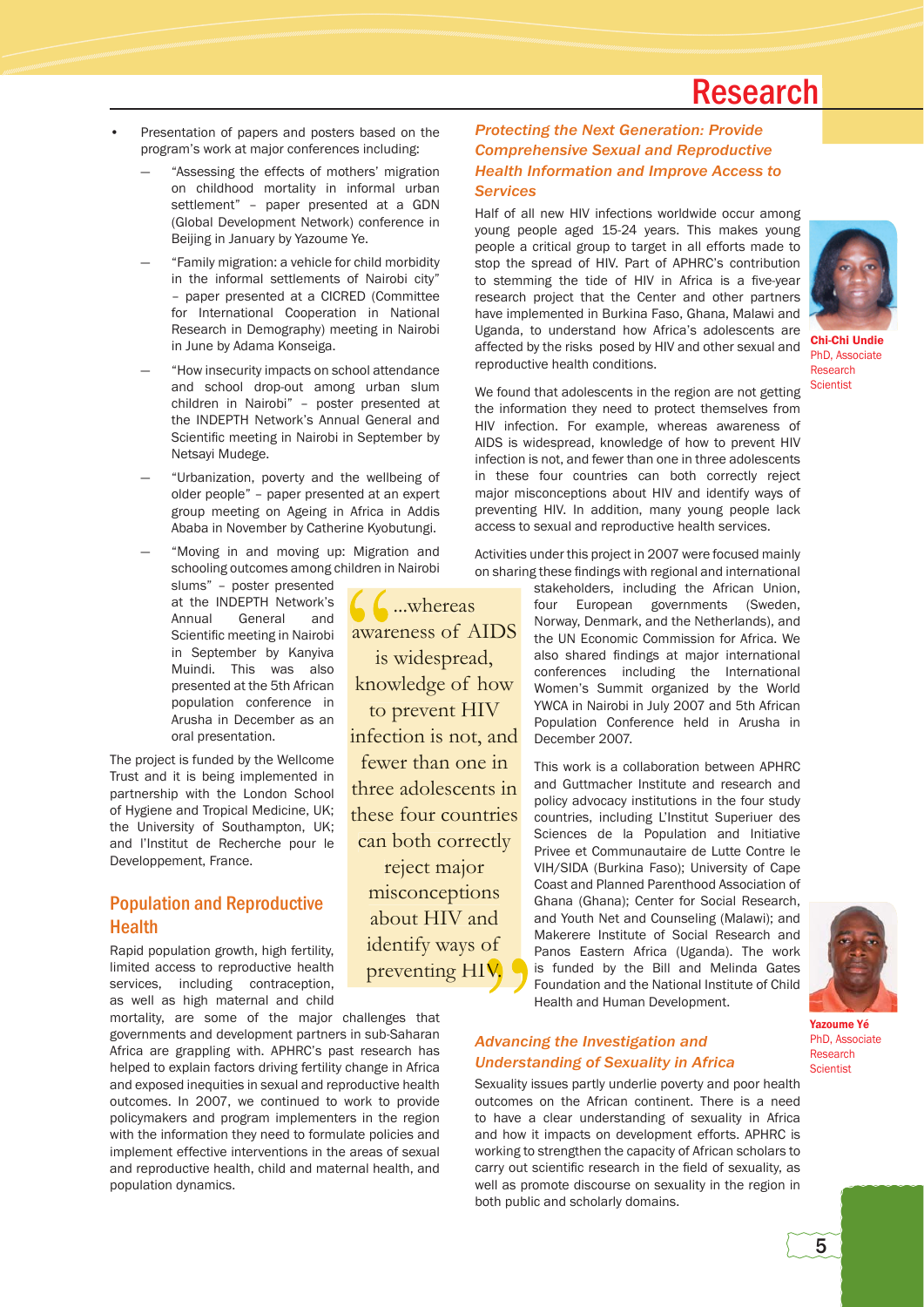- Presentation of papers and posters based on the program's work at major conferences including:
  - "Assessing the effects of mothers' migration on childhood mortality in informal urban settlement" – paper presented at a GDN (Global Development Network) conference in Beijing in January by Yazoume Ye.
  - "Family migration: a vehicle for child morbidity in the informal settlements of Nairobi city" – paper presented at a CICRED (Committee for International Cooperation in National Research in Demography) meeting in Nairobi in June by Adama Konseiga.
  - "How insecurity impacts on school attendance and school drop-out among urban slum children in Nairobi" – poster presented at the INDEPTH Network's Annual General and Scientific meeting in Nairobi in September by Netsayi Mudege.
  - "Urbanization, poverty and the wellbeing of older people" – paper presented at an expert group meeting on Ageing in Africa in Addis Ababa in November by Catherine Kyobutungi.
  - "Moving in and moving up: Migration and schooling outcomes among children in Nairobi slums" – poster presented at the INDEPTH Network's Annual General and Scientific meeting in Nairobi in September by Kanyiva Muindi. This was also presented at the 5th African population conference in Arusha in December as an oral presentation.

The project is funded by the Wellcome Trust and it is being implemented in partnership with the London School of Hygiene and Tropical Medicine, UK; the University of Southampton, UK; and l'Institut de Recherche pour le Developpement, France.

## Population and Reproductive Health

Rapid population growth, high fertility, limited access to reproductive health services, including contraception, as well as high maternal and child mortality, are some of the major challenges that governments and development partners in sub-Saharan Africa are grappling with. APHRC's past research has helped to explain factors driving fertility change in Africa and exposed inequities in sexual and reproductive health outcomes. In 2007, we continued to work to provide policymakers and program implementers in the region with the information they need to formulate policies and implement effective interventions in the areas of sexual and reproductive health, child and maternal health, and population dynamics.

> "...whereas awareness of AIDS is widespread, knowledge of how to prevent HIV infection is not, and fewer than one in three adolescents in these four countries can both correctly reject major misconceptions about HIV and identify ways of preventing HIV."

### *Protecting the Next Generation: Provide Comprehensive Sexual and Reproductive Health Information and Improve Access to Services*

**Chi-Chi Undie**
PhD, Associate Research Scientist

Half of all new HIV infections worldwide occur among young people aged 15-24 years. This makes young people a critical group to target in all efforts made to stop the spread of HIV. Part of APHRC's contribution to stemming the tide of HIV in Africa is a five-year research project that the Center and other partners have implemented in Burkina Faso, Ghana, Malawi and Uganda, to understand how Africa's adolescents are affected by the risks posed by HIV and other sexual and reproductive health conditions.

We found that adolescents in the region are not getting the information they need to protect themselves from HIV infection. For example, whereas awareness of AIDS is widespread, knowledge of how to prevent HIV infection is not, and fewer than one in three adolescents in these four countries can both correctly reject major misconceptions about HIV and identify ways of preventing HIV. In addition, many young people lack access to sexual and reproductive health services.

Activities under this project in 2007 were focused mainly on sharing these findings with regional and international stakeholders, including the African Union, four European governments (Sweden, Norway, Denmark, and the Netherlands), and the UN Economic Commission for Africa. We also shared findings at major international conferences including the International Women's Summit organized by the World YWCA in Nairobi in July 2007 and 5th African Population Conference held in Arusha in December 2007.

This work is a collaboration between APHRC and Guttmacher Institute and research and policy advocacy institutions in the four study countries, including L'Institut Superiuer des Sciences de la Population and Initiative Privee et Communautaire de Lutte Contre le VIH/SIDA (Burkina Faso); University of Cape Coast and Planned Parenthood Association of Ghana (Ghana); Center for Social Research, and Youth Net and Counseling (Malawi); and Makerere Institute of Social Research and Panos Eastern Africa (Uganda). The work is funded by the Bill and Melinda Gates Foundation and the National Institute of Child Health and Human Development.

**Yazoume Yé**
PhD, Associate Research Scientist

### *Advancing the Investigation and Understanding of Sexuality in Africa*

Sexuality issues partly underlie poverty and poor health outcomes on the African continent. There is a need to have a clear understanding of sexuality in Africa and how it impacts on development efforts. APHRC is working to strengthen the capacity of African scholars to carry out scientific research in the field of sexuality, as well as promote discourse on sexuality in the region in both public and scholarly domains.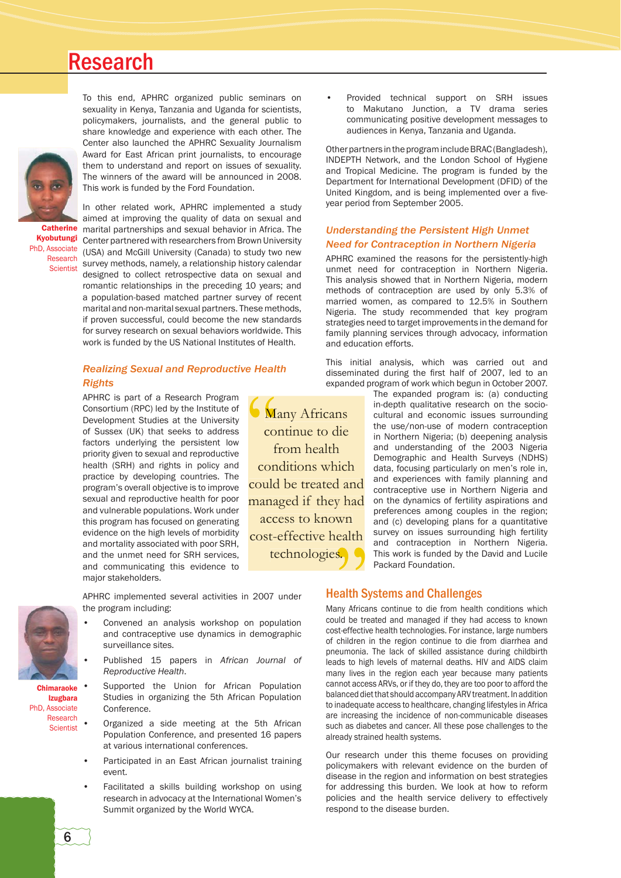# Research

To this end, APHRC organized public seminars on sexuality in Kenya, Tanzania and Uganda for scientists, policymakers, journalists, and the general public to share knowledge and experience with each other. The Center also launched the APHRC Sexuality Journalism Award for East African print journalists, to encourage them to understand and report on issues of sexuality. The winners of the award will be announced in 2008. This work is funded by the Ford Foundation.

**Catherine Kyobutungi**
PhD, Associate Research Scientist

In other related work, APHRC implemented a study aimed at improving the quality of data on sexual and marital partnerships and sexual behavior in Africa. The Center partnered with researchers from Brown University (USA) and McGill University (Canada) to study two new survey methods, namely, a relationship history calendar designed to collect retrospective data on sexual and romantic relationships in the preceding 10 years; and a population-based matched partner survey of recent marital and non-marital sexual partners. These methods, if proven successful, could become the new standards for survey research on sexual behaviors worldwide. This work is funded by the US National Institutes of Health.

### *Realizing Sexual and Reproductive Health Rights*

APHRC is part of a Research Program Consortium (RPC) led by the Institute of Development Studies at the University of Sussex (UK) that seeks to address factors underlying the persistent low priority given to sexual and reproductive health (SRH) and rights in policy and practice by developing countries. The program's overall objective is to improve sexual and reproductive health for poor and vulnerable populations. Work under this program has focused on generating evidence on the high levels of morbidity and mortality associated with poor SRH, and the unmet need for SRH services, and communicating this evidence to major stakeholders.

> "Many Africans continue to die from health conditions which could be treated and managed if they had access to known cost-effective health technologies."

APHRC implemented several activities in 2007 under the program including:

**Chimaraoke Izugbara**
PhD, Associate Research Scientist

- Convened an analysis workshop on population and contraceptive use dynamics in demographic surveillance sites.
- Published 15 papers in *African Journal of Reproductive Health*.
- Supported the Union for African Population Studies in organizing the 5th African Population Conference.
- Organized a side meeting at the 5th African Population Conference, and presented 16 papers at various international conferences.
- Participated in an East African journalist training event.
- Facilitated a skills building workshop on using research in advocacy at the International Women's Summit organized by the World WYCA.
- Provided technical support on SRH issues to Makutano Junction, a TV drama series communicating positive development messages to audiences in Kenya, Tanzania and Uganda.

Other partners in the program include BRAC (Bangladesh), INDEPTH Network, and the London School of Hygiene and Tropical Medicine. The program is funded by the Department for International Development (DFID) of the United Kingdom, and is being implemented over a five-year period from September 2005.

### *Understanding the Persistent High Unmet Need for Contraception in Northern Nigeria*

APHRC examined the reasons for the persistently-high unmet need for contraception in Northern Nigeria. This analysis showed that in Northern Nigeria, modern methods of contraception are used by only 5.3% of married women, as compared to 12.5% in Southern Nigeria. The study recommended that key program strategies need to target improvements in the demand for family planning services through advocacy, information and education efforts.

This initial analysis, which was carried out and disseminated during the first half of 2007, led to an expanded program of work which begun in October 2007. The expanded program is: (a) conducting in-depth qualitative research on the socio-cultural and economic issues surrounding the use/non-use of modern contraception in Northern Nigeria; (b) deepening analysis and understanding of the 2003 Nigeria Demographic and Health Surveys (NDHS) data, focusing particularly on men's role in, and experiences with family planning and contraceptive use in Northern Nigeria and on the dynamics of fertility aspirations and preferences among couples in the region; and (c) developing plans for a quantitative survey on issues surrounding high fertility and contraception in Northern Nigeria. This work is funded by the David and Lucile Packard Foundation.

## Health Systems and Challenges

Many Africans continue to die from health conditions which could be treated and managed if they had access to known cost-effective health technologies. For instance, large numbers of children in the region continue to die from diarrhea and pneumonia. The lack of skilled assistance during childbirth leads to high levels of maternal deaths. HIV and AIDS claim many lives in the region each year because many patients cannot access ARVs, or if they do, they are too poor to afford the balanced diet that should accompany ARV treatment. In addition to inadequate access to healthcare, changing lifestyles in Africa are increasing the incidence of non-communicable diseases such as diabetes and cancer. All these pose challenges to the already strained health systems.

Our research under this theme focuses on providing policymakers with relevant evidence on the burden of disease in the region and information on best strategies for addressing this burden. We look at how to reform policies and the health service delivery to effectively respond to the disease burden.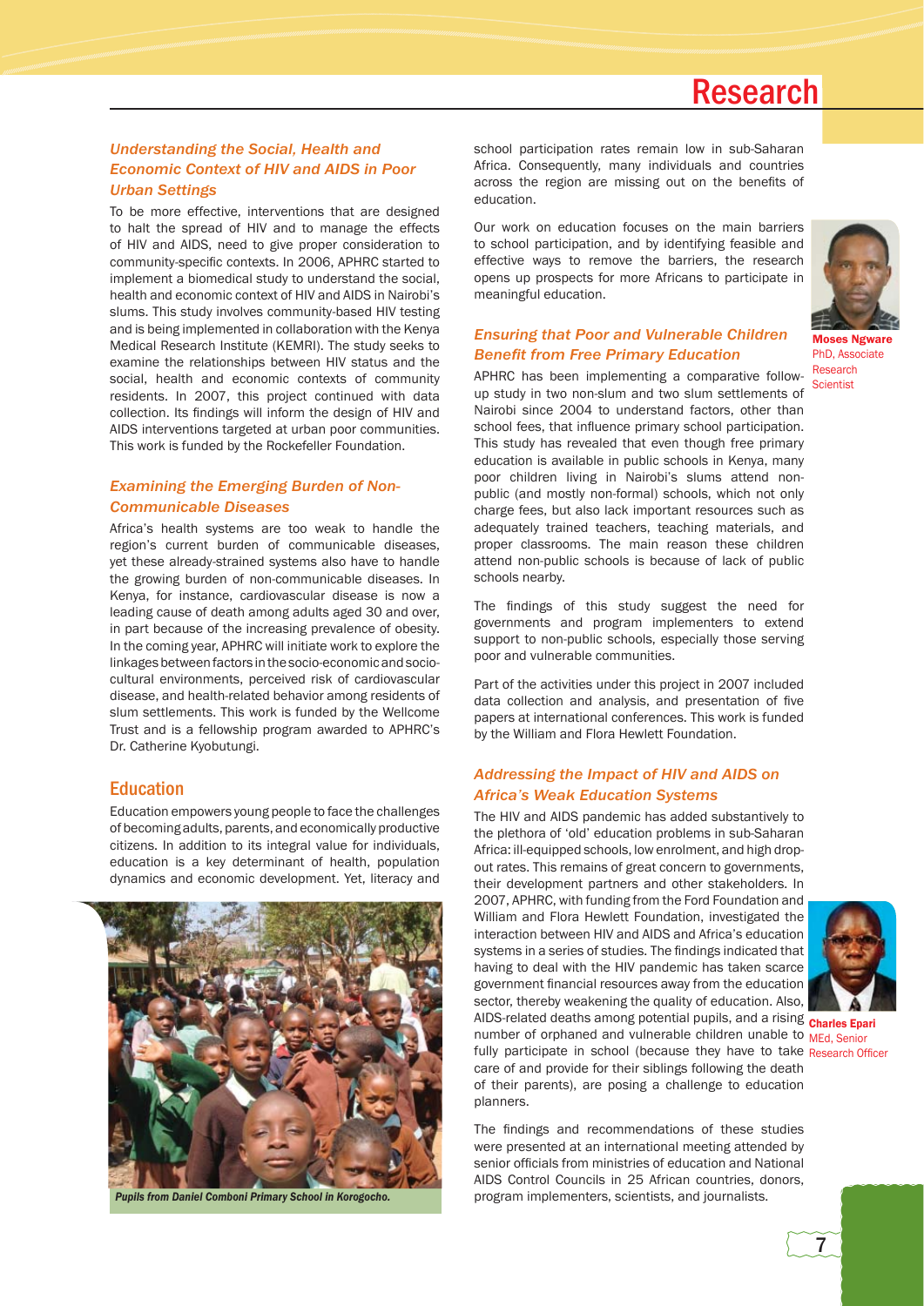## Research

### *Understanding the Social, Health and Economic Context of HIV and AIDS in Poor Urban Settings*

To be more effective, interventions that are designed to halt the spread of HIV and to manage the effects of HIV and AIDS, need to give proper consideration to community-specific contexts. In 2006, APHRC started to implement a biomedical study to understand the social, health and economic context of HIV and AIDS in Nairobi's slums. This study involves community-based HIV testing and is being implemented in collaboration with the Kenya Medical Research Institute (KEMRI). The study seeks to examine the relationships between HIV status and the social, health and economic contexts of community residents. In 2007, this project continued with data collection. Its findings will inform the design of HIV and AIDS interventions targeted at urban poor communities. This work is funded by the Rockefeller Foundation.

### *Examining the Emerging Burden of Non-Communicable Diseases*

Africa's health systems are too weak to handle the region's current burden of communicable diseases, yet these already-strained systems also have to handle the growing burden of non-communicable diseases. In Kenya, for instance, cardiovascular disease is now a leading cause of death among adults aged 30 and over, in part because of the increasing prevalence of obesity. In the coming year, APHRC will initiate work to explore the linkages between factors in the socio-economic and socio-cultural environments, perceived risk of cardiovascular disease, and health-related behavior among residents of slum settlements. This work is funded by the Wellcome Trust and is a fellowship program awarded to APHRC's Dr. Catherine Kyobutungi.

## Education

Education empowers young people to face the challenges of becoming adults, parents, and economically productive citizens. In addition to its integral value for individuals, education is a key determinant of health, population dynamics and economic development. Yet, literacy and school participation rates remain low in sub-Saharan Africa. Consequently, many individuals and countries across the region are missing out on the benefits of education.

*Pupils from Daniel Comboni Primary School in Korogocho.*

Our work on education focuses on the main barriers to school participation, and by identifying feasible and effective ways to remove the barriers, the research opens up prospects for more Africans to participate in meaningful education.

**Moses Ngware**
PhD, Associate Research Scientist

### *Ensuring that Poor and Vulnerable Children Benefit from Free Primary Education*

APHRC has been implementing a comparative follow-up study in two non-slum and two slum settlements of Nairobi since 2004 to understand factors, other than school fees, that influence primary school participation. This study has revealed that even though free primary education is available in public schools in Kenya, many poor children living in Nairobi's slums attend non-public (and mostly non-formal) schools, which not only charge fees, but also lack important resources such as adequately trained teachers, teaching materials, and proper classrooms. The main reason these children attend non-public schools is because of lack of public schools nearby.

The findings of this study suggest the need for governments and program implementers to extend support to non-public schools, especially those serving poor and vulnerable communities.

Part of the activities under this project in 2007 included data collection and analysis, and presentation of five papers at international conferences. This work is funded by the William and Flora Hewlett Foundation.

### *Addressing the Impact of HIV and AIDS on Africa's Weak Education Systems*

The HIV and AIDS pandemic has added substantively to the plethora of 'old' education problems in sub-Saharan Africa: ill-equipped schools, low enrolment, and high drop-out rates. This remains of great concern to governments, their development partners and other stakeholders. In 2007, APHRC, with funding from the Ford Foundation and William and Flora Hewlett Foundation, investigated the interaction between HIV and AIDS and Africa's education systems in a series of studies. The findings indicated that having to deal with the HIV pandemic has taken scarce government financial resources away from the education sector, thereby weakening the quality of education. Also, AIDS-related deaths among potential pupils, and a rising number of orphaned and vulnerable children unable to fully participate in school (because they have to take care of and provide for their siblings following the death of their parents), are posing a challenge to education planners.

**Charles Epari**
MEd, Senior Research Officer

The findings and recommendations of these studies were presented at an international meeting attended by senior officials from ministries of education and National AIDS Control Councils in 25 African countries, donors, program implementers, scientists, and journalists.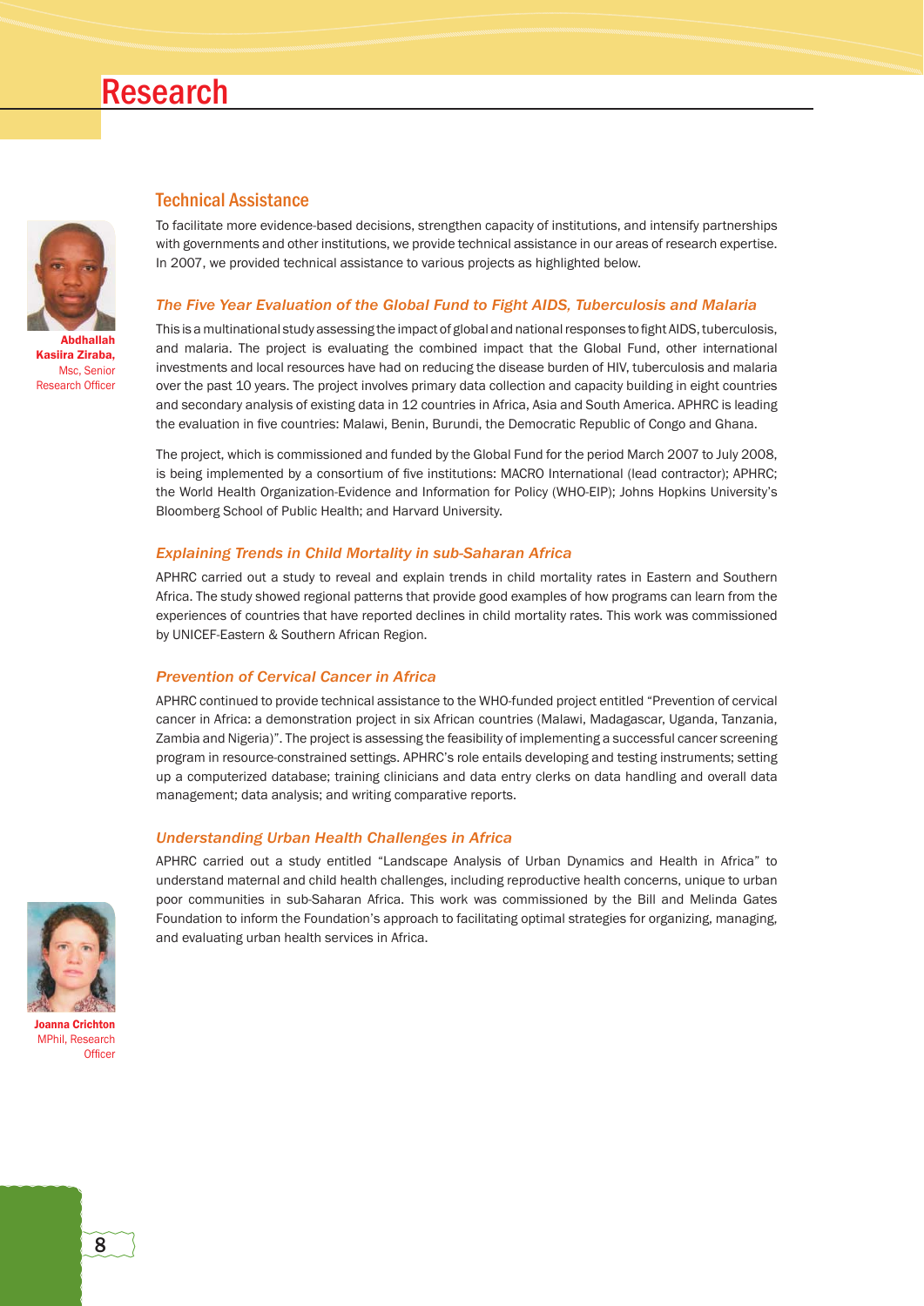# Research

## Technical Assistance

**Abdhallah Kasiira Ziraba,** Msc, Senior Research Officer

To facilitate more evidence-based decisions, strengthen capacity of institutions, and intensify partnerships with governments and other institutions, we provide technical assistance in our areas of research expertise. In 2007, we provided technical assistance to various projects as highlighted below.

### *The Five Year Evaluation of the Global Fund to Fight AIDS, Tuberculosis and Malaria*

This is a multinational study assessing the impact of global and national responses to fight AIDS, tuberculosis, and malaria. The project is evaluating the combined impact that the Global Fund, other international investments and local resources have had on reducing the disease burden of HIV, tuberculosis and malaria over the past 10 years. The project involves primary data collection and capacity building in eight countries and secondary analysis of existing data in 12 countries in Africa, Asia and South America. APHRC is leading the evaluation in five countries: Malawi, Benin, Burundi, the Democratic Republic of Congo and Ghana.

The project, which is commissioned and funded by the Global Fund for the period March 2007 to July 2008, is being implemented by a consortium of five institutions: MACRO International (lead contractor); APHRC; the World Health Organization-Evidence and Information for Policy (WHO-EIP); Johns Hopkins University's Bloomberg School of Public Health; and Harvard University.

### *Explaining Trends in Child Mortality in sub-Saharan Africa*

APHRC carried out a study to reveal and explain trends in child mortality rates in Eastern and Southern Africa. The study showed regional patterns that provide good examples of how programs can learn from the experiences of countries that have reported declines in child mortality rates. This work was commissioned by UNICEF-Eastern & Southern African Region.

### *Prevention of Cervical Cancer in Africa*

APHRC continued to provide technical assistance to the WHO-funded project entitled "Prevention of cervical cancer in Africa: a demonstration project in six African countries (Malawi, Madagascar, Uganda, Tanzania, Zambia and Nigeria)". The project is assessing the feasibility of implementing a successful cancer screening program in resource-constrained settings. APHRC's role entails developing and testing instruments; setting up a computerized database; training clinicians and data entry clerks on data handling and overall data management; data analysis; and writing comparative reports.

### *Understanding Urban Health Challenges in Africa*

APHRC carried out a study entitled "Landscape Analysis of Urban Dynamics and Health in Africa" to understand maternal and child health challenges, including reproductive health concerns, unique to urban poor communities in sub-Saharan Africa. This work was commissioned by the Bill and Melinda Gates Foundation to inform the Foundation's approach to facilitating optimal strategies for organizing, managing, and evaluating urban health services in Africa.

**Joanna Crichton** MPhil, Research Officer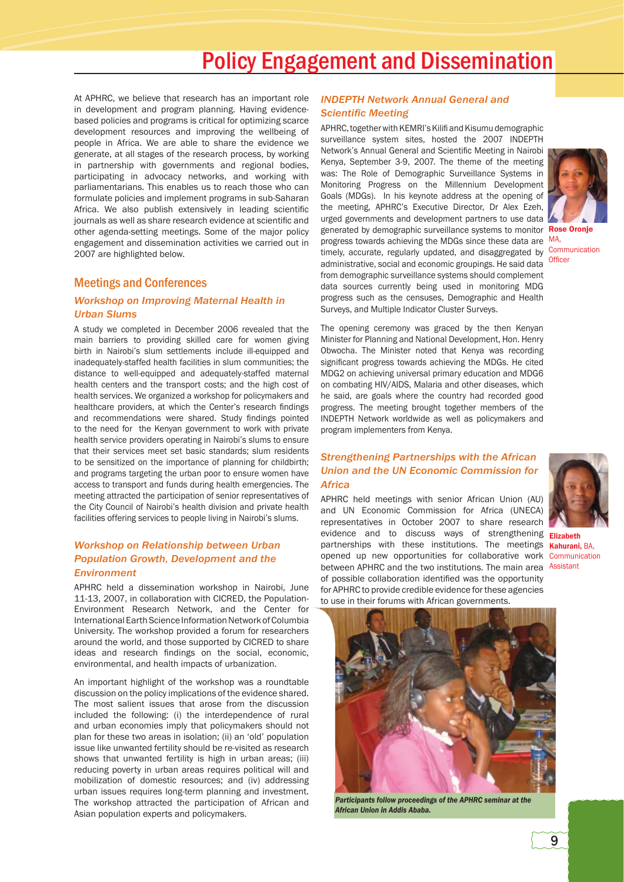# Policy Engagement and Dissemination

At APHRC, we believe that research has an important role in development and program planning. Having evidence-based policies and programs is critical for optimizing scarce development resources and improving the wellbeing of people in Africa. We are able to share the evidence we generate, at all stages of the research process, by working in partnership with governments and regional bodies, participating in advocacy networks, and working with parliamentarians. This enables us to reach those who can formulate policies and implement programs in sub-Saharan Africa. We also publish extensively in leading scientific journals as well as share research evidence at scientific and other agenda-setting meetings. Some of the major policy engagement and dissemination activities we carried out in 2007 are highlighted below.

## Meetings and Conferences

### *Workshop on Improving Maternal Health in Urban Slums*

A study we completed in December 2006 revealed that the main barriers to providing skilled care for women giving birth in Nairobi's slum settlements include ill-equipped and inadequately-staffed health facilities in slum communities; the distance to well-equipped and adequately-staffed maternal health centers and the transport costs; and the high cost of health services. We organized a workshop for policymakers and healthcare providers, at which the Center's research findings and recommendations were shared. Study findings pointed to the need for the Kenyan government to work with private health service providers operating in Nairobi's slums to ensure that their services meet set basic standards; slum residents to be sensitized on the importance of planning for childbirth; and programs targeting the urban poor to ensure women have access to transport and funds during health emergencies. The meeting attracted the participation of senior representatives of the City Council of Nairobi's health division and private health facilities offering services to people living in Nairobi's slums.

### *Workshop on Relationship between Urban Population Growth, Development and the Environment*

APHRC held a dissemination workshop in Nairobi, June 11-13, 2007, in collaboration with CICRED, the Population-Environment Research Network, and the Center for International Earth Science Information Network of Columbia University. The workshop provided a forum for researchers around the world, and those supported by CICRED to share ideas and research findings on the social, economic, environmental, and health impacts of urbanization.

An important highlight of the workshop was a roundtable discussion on the policy implications of the evidence shared. The most salient issues that arose from the discussion included the following: (i) the interdependence of rural and urban economies imply that policymakers should not plan for these two areas in isolation; (ii) an 'old' population issue like unwanted fertility should be re-visited as research shows that unwanted fertility is high in urban areas; (iii) reducing poverty in urban areas requires political will and mobilization of domestic resources; and (iv) addressing urban issues requires long-term planning and investment. The workshop attracted the participation of African and Asian population experts and policymakers.

### *INDEPTH Network Annual General and Scientific Meeting*

APHRC, together with KEMRI's Kilifi and Kisumu demographic surveillance system sites, hosted the 2007 INDEPTH Network's Annual General and Scientific Meeting in Nairobi Kenya, September 3-9, 2007. The theme of the meeting was: The Role of Demographic Surveillance Systems in Monitoring Progress on the Millennium Development Goals (MDGs). In his keynote address at the opening of the meeting, APHRC's Executive Director, Dr Alex Ezeh, urged governments and development partners to use data generated by demographic surveillance systems to monitor progress towards achieving the MDGs since these data are timely, accurate, regularly updated, and disaggregated by administrative, social and economic groupings. He said data from demographic surveillance systems should complement data sources currently being used in monitoring MDG progress such as the censuses, Demographic and Health Surveys, and Multiple Indicator Cluster Surveys.

**Rose Oronje** MA, Communication Officer

The opening ceremony was graced by the then Kenyan Minister for Planning and National Development, Hon. Henry Obwocha. The Minister noted that Kenya was recording significant progress towards achieving the MDGs. He cited MDG2 on achieving universal primary education and MDG6 on combating HIV/AIDS, Malaria and other diseases, which he said, are goals where the country had recorded good progress. The meeting brought together members of the INDEPTH Network worldwide as well as policymakers and program implementers from Kenya.

### *Strengthening Partnerships with the African Union and the UN Economic Commission for Africa*

APHRC held meetings with senior African Union (AU) and UN Economic Commission for Africa (UNECA) representatives in October 2007 to share research evidence and to discuss ways of strengthening partnerships with these institutions. The meetings opened up new opportunities for collaborative work between APHRC and the two institutions. The main area of possible collaboration identified was the opportunity for APHRC to provide credible evidence for these agencies to use in their forums with African governments.

**Elizabeth Kahurani,** BA, Communication Assistant

*Participants follow proceedings of the APHRC seminar at the African Union in Addis Ababa.*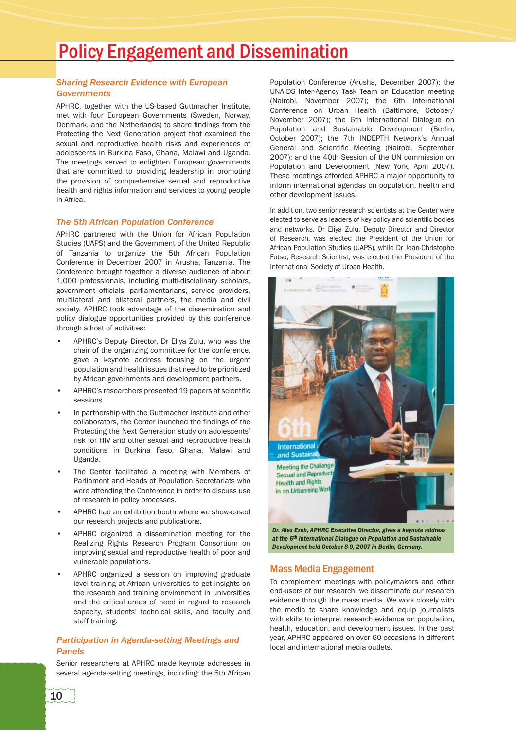# Policy Engagement and Dissemination

### *Sharing Research Evidence with European Governments*

APHRC, together with the US-based Guttmacher Institute, met with four European Governments (Sweden, Norway, Denmark, and the Netherlands) to share findings from the Protecting the Next Generation project that examined the sexual and reproductive health risks and experiences of adolescents in Burkina Faso, Ghana, Malawi and Uganda. The meetings served to enlighten European governments that are committed to providing leadership in promoting the provision of comprehensive sexual and reproductive health and rights information and services to young people in Africa.

### *The 5th African Population Conference*

APHRC partnered with the Union for African Population Studies (UAPS) and the Government of the United Republic of Tanzania to organize the 5th African Population Conference in December 2007 in Arusha, Tanzania. The Conference brought together a diverse audience of about 1,000 professionals, including multi-disciplinary scholars, government officials, parliamentarians, service providers, multilateral and bilateral partners, the media and civil society. APHRC took advantage of the dissemination and policy dialogue opportunities provided by this conference through a host of activities:

- APHRC's Deputy Director, Dr Eliya Zulu, who was the chair of the organizing committee for the conference, gave a keynote address focusing on the urgent population and health issues that need to be prioritized by African governments and development partners.
- APHRC's researchers presented 19 papers at scientific sessions.
- In partnership with the Guttmacher Institute and other collaborators, the Center launched the findings of the Protecting the Next Generation study on adolescents' risk for HIV and other sexual and reproductive health conditions in Burkina Faso, Ghana, Malawi and Uganda.
- The Center facilitated a meeting with Members of Parliament and Heads of Population Secretariats who were attending the Conference in order to discuss use of research in policy processes.
- APHRC had an exhibition booth where we show-cased our research projects and publications.
- APHRC organized a dissemination meeting for the Realizing Rights Research Program Consortium on improving sexual and reproductive health of poor and vulnerable populations.
- APHRC organized a session on improving graduate level training at African universities to get insights on the research and training environment in universities and the critical areas of need in regard to research capacity, students' technical skills, and faculty and staff training.

### *Participation in Agenda-setting Meetings and Panels*

Senior researchers at APHRC made keynote addresses in several agenda-setting meetings, including: the 5th African Population Conference (Arusha, December 2007); the UNAIDS Inter-Agency Task Team on Education meeting (Nairobi, November 2007); the 6th International Conference on Urban Health (Baltimore, October/November 2007); the 6th International Dialogue on Population and Sustainable Development (Berlin, October 2007); the 7th INDEPTH Network's Annual General and Scientific Meeting (Nairobi, September 2007); and the 40th Session of the UN commission on Population and Development (New York, April 2007). These meetings afforded APHRC a major opportunity to inform international agendas on population, health and other development issues.

In addition, two senior research scientists at the Center were elected to serve as leaders of key policy and scientific bodies and networks. Dr Eliya Zulu, Deputy Director and Director of Research, was elected the President of the Union for African Population Studies (UAPS), while Dr Jean-Christophe Fotso, Research Scientist, was elected the President of the International Society of Urban Health.

*Dr. Alex Ezeh, APHRC Executive Director, gives a keynote address at the 6th International Dialogue on Population and Sustainable Development held October 8-9, 2007 in Berlin, Germany.*

## Mass Media Engagement

To complement meetings with policymakers and other end-users of our research, we disseminate our research evidence through the mass media. We work closely with the media to share knowledge and equip journalists with skills to interpret research evidence on population, health, education, and development issues. In the past year, APHRC appeared on over 60 occasions in different local and international media outlets.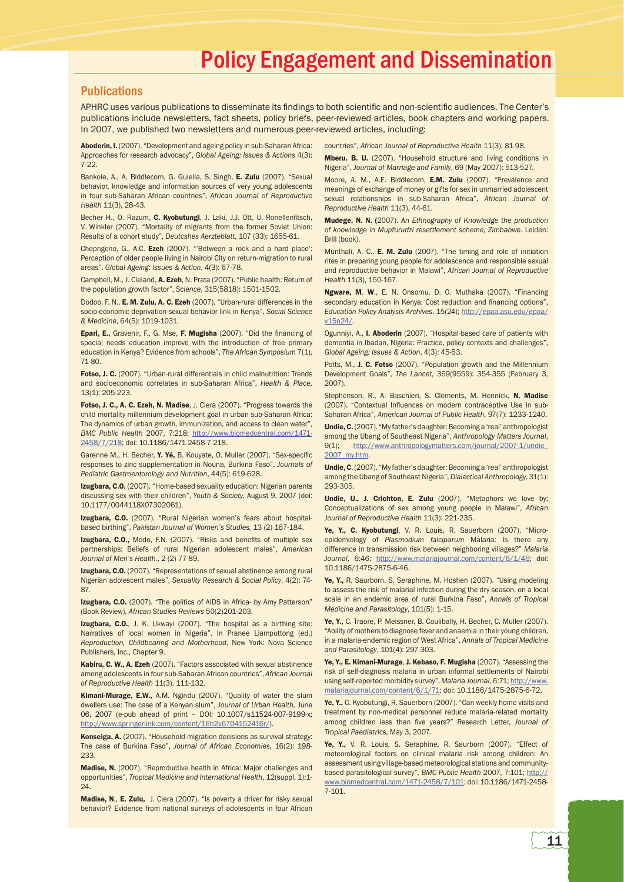# Policy Engagement and Dissemination

## Publications

APHRC uses various publications to disseminate its findings to both scientific and non-scientific audiences. The Center's publications include newsletters, fact sheets, policy briefs, peer-reviewed articles, book chapters and working papers. In 2007, we published two newsletters and numerous peer-reviewed articles, including:

**Aboderin, I.** (2007). "Development and ageing policy in sub-Saharan Africa: Approaches for research advocacy", *Global Ageing: Issues & Actions* 4(3): 7-22.

Bankole, A., A. Biddlecom, G. Guiella, S. Singh, **E. Zulu** (2007). "Sexual behavior, knowledge and information sources of very young adolescents in four sub-Saharan African countries", *African Journal of Reproductive Health* 11(3), 28-43.

Becher H., O. Razum, **C. Kyobutungi**, J. Laki, J.J. Ott, U. Ronellenfitsch, V. Winkler (2007). "Mortality of migrants from the former Soviet Union: Results of a cohort study", *Deutsches Aerzteblatt*, 107 (33); 1655-61.

Chepngeno, G., A.C. **Ezeh** (2007). "'Between a rock and a hard place': Perception of older people living in Nairobi City on return-migration to rural areas". *Global Ageing: Issues & Action*, 4(3): 67-78.

Campbell, M., J. Cleland, **A. Ezeh**, N. Prata (2007). "Public health: Return of the population growth factor", *Science*, 315(5818): 1501-1502.

Dodoo, F. N., **E. M. Zulu, A. C. Ezeh** (2007). "Urban-rural differences in the socio-economic deprivation-sexual behavior link in Kenya", *Social Science & Medicine*, 64(5): 1019-1031.

**Epari, E.,** Gravenir, F., G. Mse, **F. Mugisha** (2007). "Did the financing of special needs education improve with the introduction of free primary education in Kenya? Evidence from schools", *The African Symposium* 7(1), 71-80.

**Fotso, J. C.** (2007). "Urban-rural differentials in child malnutrition: Trends and socioeconomic correlates in sub-Saharan Africa", *Health & Place,* 13(1): 205-223.

**Fotso, J. C., A. C. Ezeh, N. Madise**, J. Ciera (2007). "Progress towards the child mortality millennium development goal in urban sub-Saharan Africa: The dynamics of urban growth, immunization, and access to clean water", *BMC Public Health* 2007, 7:218; http://www.biomedcentral.com/1471-2458/7/218; doi: 10.1186/1471-2458-7-218.

Garenne M., H. Becher, **Y. Yé,** B. Kouyate, O. Muller (2007). "Sex-specific responses to zinc supplementation in Nouna, Burkina Faso", *Journals of Pediatric Gastroenterology and Nutrition*, 44(5): 619-628.

**Izugbara, C.O.** (2007). "Home-based sexuality education: Nigerian parents discussing sex with their children", *Youth & Society,* August 9, 2007 (doi: 10.1177/0044118X07302061).

**Izugbara, C.O.** (2007). "Rural Nigerian women's fears about hospital-based birthing", *Pakistan Journal of Women's Studies,* 13 (2) 167-184.

**Izugbara, C.O.,** Modo, F.N. (2007). "Risks and benefits of multiple sex partnerships: Beliefs of rural Nigerian adolescent males", *American Journal of Men's Health.*, 2 (2) 77-89.

**Izugbara, C.O.** (2007). "Representations of sexual abstinence among rural Nigerian adolescent males", *Sexuality Research & Social Policy*, 4(2): 74-87.

**Izugbara, C.O.** (2007). "The politics of AIDS in Africa- by Amy Patterson" (Book Review), *African Studies Reviews* 50(2)201-203.

**Izugbara, C.O.**, J. K. Ukwayi (2007). "The hospital as a birthing site: Narratives of local women in Nigeria". In Pranee Liamputtong (ed.) *Reproduction, Childbearing and Motherhood*, New York: Nova Science Publishers, Inc., Chapter 9.

**Kabiru, C. W., A. Ezeh** (2007). "Factors associated with sexual abstinence among adolescents in four sub-Saharan African countries", *African Journal of Reproductive Health* 11(3), 111-132.

**Kimani-Murage, E.W.,** A.M. Ngindu (2007). "Quality of water the slum dwellers use: The case of a Kenyan slum", *Journal of Urban Health,* June 06, 2007 (e-pub ahead of print – DOI: 10.1007/s11524-007-9199-x; http://www.springerlink.com/content/16h2v6704152416r/).

**Konseiga, A.** (2007). "Household migration decisions as survival strategy: The case of Burkina Faso", *Journal of African Economies*, 16(2): 198-233.

**Madise, N.** (2007). "Reproductive health in Africa: Major challenges and opportunities", *Tropical Medicine and International Health*, 12(suppl. 1):1-24.

**Madise, N**., **E. Zulu,** J. Ciera (2007). "Is poverty a driver for risky sexual behavior? Evidence from national surveys of adolescents in four African countries", *African Journal of Reproductive Health* 11(3), 81-98.

**Mberu. B. U.** (2007). "Household structure and living conditions in Nigeria", *Journal of Marriage and Family*, 69 (May 2007): 513-527.

Moore, A. M., A.E. Biddlecom, **E.M. Zulu** (2007). "Prevalence and meanings of exchange of money or gifts for sex in unmarried adolescent sexual relationships in sub-Saharan Africa", *African Journal of Reproductive Health* 11(3), 44-61.

**Mudege, N. N. (**2007). *An Ethnography of Knowledge the production of knowledge in Mupfurudzi resettlement scheme, Zimbabwe*. Leiden: Brill (book).

Munthali, A. C., **E. M. Zulu** (2007). "The timing and role of initiation rites in preparing young people for adolescence and responsible sexual and reproductive behavior in Malawi", *African Journal of Reproductive Health* 11(3), 150-167.

**Ngware, M**. **W**., E. N. Onsomu, D. O. Muthaka (2007). "Financing secondary education in Kenya: Cost reduction and financing options", *Education Policy Analysis Archives*, 15(24); http://epaa.asu.edu/epaa/v15n24/.

Ogunniyi, A., **I. Aboderin** (2007). "Hospital-based care of patients with dementia in Ibadan, Nigeria: Practice, policy contexts and challenges", *Global Ageing: Issues & Action*, 4(3): 45-53.

Potts, M., **J. C. Fotso** (2007). "Population growth and the Millennium Development Goals", *The Lancet*, 369(9559): 354-355 (February 3, 2007).

Stephenson, R., A. Baschieri, S. Clements, M. Hennick, **N. Madise** (2007). "Contextual Influences on modern contraceptive Use in sub-Saharan Africa", *American Journal of Public Health*, 97(7): 1233-1240.

**Undie, C.** (2007). "My father's daughter: Becoming a 'real' anthropologist among the Ubang of Southeast Nigeria", *Anthropology Matters Journal*, 9(1); http://www.anthropologymatters.com/journal/2007-1/undie_2007_my.htm.

**Undie, C**. (2007). "My father's daughter: Becoming a 'real' anthropologist among the Ubang of Southeast Nigeria", *Dialectical Anthropology,* 31(1): 293-305.

**Undie, U., J. Crichton, E. Zulu** (2007). "Metaphors we love by: Conceptualizations of sex among young people in Malawi", *African Journal of Reproductive Health* 11(3): 221-235.

**Ye, Y., C. Kyobutungi**, V. R. Louis, R. Sauerborn (2007). "Micro-epidemiology of *Plasmodium falciparum* Malaria: Is there any difference in transmission risk between neighboring villages?" *Malaria Journal*, 6:46; http://www.malariajournal.com/content/6/1/46; doi: 10.1186/1475-2875-6-46.

**Ye, Y.,** R. Saurborn, S. Seraphine, M. Hoshen (2007). "Using modeling to assess the risk of malarial infection during the dry season, on a local scale in an endemic area of rural Burkina Faso", *Annals of Tropical Medicine and Parasitology*, 101(5): 1-15.

**Ye, Y.,** C. Traore, P. Meissner, B. Coulibally, H. Becher, C. Muller (2007). "Ability of mothers to diagnose fever and anaemia in their young children, in a malaria-endemic region of West Africa", *Annals of Tropical Medicine and Parasitology*, 101(4): 297-303.

**Ye, Y., E. Kimani-Murage**, **J. Kebaso, F. Mugisha** (2007). "Assessing the risk of self-diagnosis malaria in urban informal settlements of Nairobi using self-reported morbidity survey", *Malaria Journal*, 6:71; http://www.malariajournal.com/content/6/1/71; doi: 10.1186/1475-2875-6-72.

**Ye, Y.,** C. Kyobutungi, R. Sauerborn (2007). "Can weekly home visits and treatment by non-medical personnel reduce malaria-related mortality among children less than five years?" Research Letter, *Journal of Tropical Paediatrics*, May 3, 2007.

**Ye, Y.,** V. R. Louis, S. Seraphine, R. Saurborn (2007). "Effect of meteorological factors on clinical malaria risk among children: An assessment using village-based meteorological stations and community-based parasitological survey", *BMC Public Health* 2007, 7:101; http://www.biomedcentral.com/1471-2458/7/101; doi: 10.1186/1471-2458-7-101.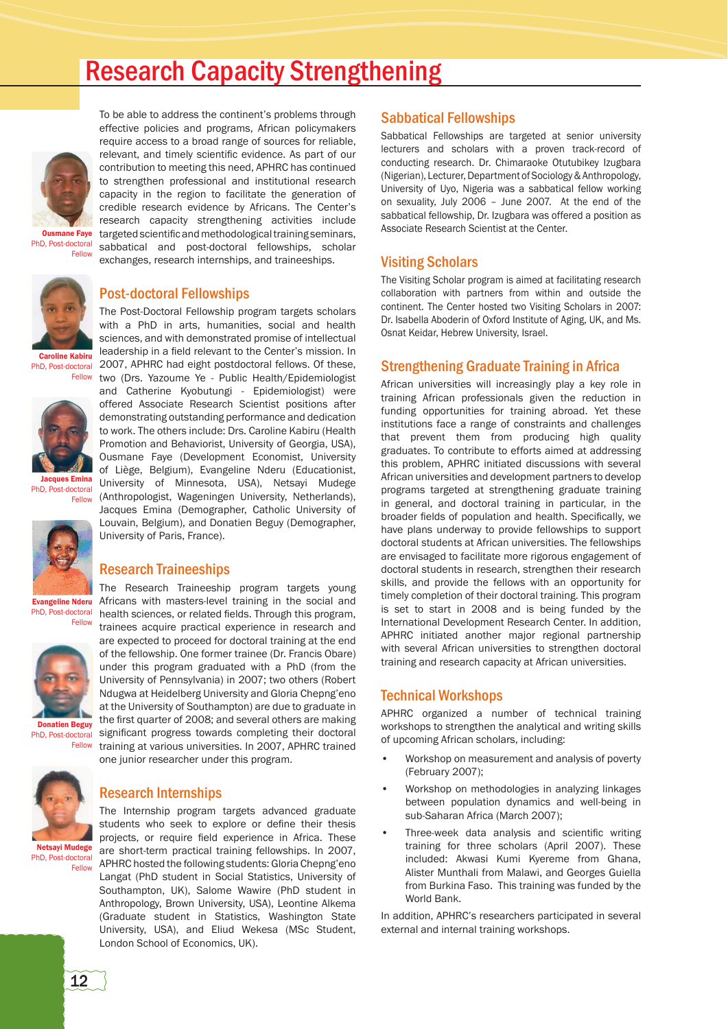# Research Capacity Strengthening

Ousmane Faye
PhD, Post-doctoral Fellow

Caroline Kabiru
PhD, Post-doctoral Fellow

Jacques Emina
PhD, Post-doctoral Fellow

Evangeline Nderu
PhD, Post-doctoral Fellow

Donatien Beguy
PhD, Post-doctoral Fellow

Netsayi Mudege
PhD, Post-doctoral Fellow

To be able to address the continent's problems through effective policies and programs, African policymakers require access to a broad range of sources for reliable, relevant, and timely scientific evidence. As part of our contribution to meeting this need, APHRC has continued to strengthen professional and institutional research capacity in the region to facilitate the generation of credible research evidence by Africans. The Center's research capacity strengthening activities include targeted scientific and methodological training seminars, sabbatical and post-doctoral fellowships, scholar exchanges, research internships, and traineeships.

## Post-doctoral Fellowships

The Post-Doctoral Fellowship program targets scholars with a PhD in arts, humanities, social and health sciences, and with demonstrated promise of intellectual leadership in a field relevant to the Center's mission. In 2007, APHRC had eight postdoctoral fellows. Of these, two (Drs. Yazoume Ye - Public Health/Epidemiologist and Catherine Kyobutungi - Epidemiologist) were offered Associate Research Scientist positions after demonstrating outstanding performance and dedication to work. The others include: Drs. Caroline Kabiru (Health Promotion and Behaviorist, University of Georgia, USA), Ousmane Faye (Development Economist, University of Liège, Belgium), Evangeline Nderu (Educationist, University of Minnesota, USA), Netsayi Mudege (Anthropologist, Wageningen University, Netherlands), Jacques Emina (Demographer, Catholic University of Louvain, Belgium), and Donatien Beguy (Demographer, University of Paris, France).

## Research Traineeships

The Research Traineeship program targets young Africans with masters-level training in the social and health sciences, or related fields. Through this program, trainees acquire practical experience in research and are expected to proceed for doctoral training at the end of the fellowship. One former trainee (Dr. Francis Obare) under this program graduated with a PhD (from the University of Pennsylvania) in 2007; two others (Robert Ndugwa at Heidelberg University and Gloria Chepng'eno at the University of Southampton) are due to graduate in the first quarter of 2008; and several others are making significant progress towards completing their doctoral training at various universities. In 2007, APHRC trained one junior researcher under this program.

## Research Internships

The Internship program targets advanced graduate students who seek to explore or define their thesis projects, or require field experience in Africa. These are short-term practical training fellowships. In 2007, APHRC hosted the following students: Gloria Chepng'eno Langat (PhD student in Social Statistics, University of Southampton, UK), Salome Wawire (PhD student in Anthropology, Brown University, USA), Leontine Alkema (Graduate student in Statistics, Washington State University, USA), and Eliud Wekesa (MSc Student, London School of Economics, UK).

## Sabbatical Fellowships

Sabbatical Fellowships are targeted at senior university lecturers and scholars with a proven track-record of conducting research. Dr. Chimaraoke Otutubikey Izugbara (Nigerian), Lecturer, Department of Sociology & Anthropology, University of Uyo, Nigeria was a sabbatical fellow working on sexuality, July 2006 – June 2007. At the end of the sabbatical fellowship, Dr. Izugbara was offered a position as Associate Research Scientist at the Center.

## Visiting Scholars

The Visiting Scholar program is aimed at facilitating research collaboration with partners from within and outside the continent. The Center hosted two Visiting Scholars in 2007: Dr. Isabella Aboderin of Oxford Institute of Aging, UK, and Ms. Osnat Keidar, Hebrew University, Israel.

## Strengthening Graduate Training in Africa

African universities will increasingly play a key role in training African professionals given the reduction in funding opportunities for training abroad. Yet these institutions face a range of constraints and challenges that prevent them from producing high quality graduates. To contribute to efforts aimed at addressing this problem, APHRC initiated discussions with several African universities and development partners to develop programs targeted at strengthening graduate training in general, and doctoral training in particular, in the broader fields of population and health. Specifically, we have plans underway to provide fellowships to support doctoral students at African universities. The fellowships are envisaged to facilitate more rigorous engagement of doctoral students in research, strengthen their research skills, and provide the fellows with an opportunity for timely completion of their doctoral training. This program is set to start in 2008 and is being funded by the International Development Research Center. In addition, APHRC initiated another major regional partnership with several African universities to strengthen doctoral training and research capacity at African universities.

## Technical Workshops

APHRC organized a number of technical training workshops to strengthen the analytical and writing skills of upcoming African scholars, including:

- Workshop on measurement and analysis of poverty (February 2007);
- Workshop on methodologies in analyzing linkages between population dynamics and well-being in sub-Saharan Africa (March 2007);
- Three-week data analysis and scientific writing training for three scholars (April 2007). These included: Akwasi Kumi Kyereme from Ghana, Alister Munthali from Malawi, and Georges Guiella from Burkina Faso. This training was funded by the World Bank.

In addition, APHRC's researchers participated in several external and internal training workshops.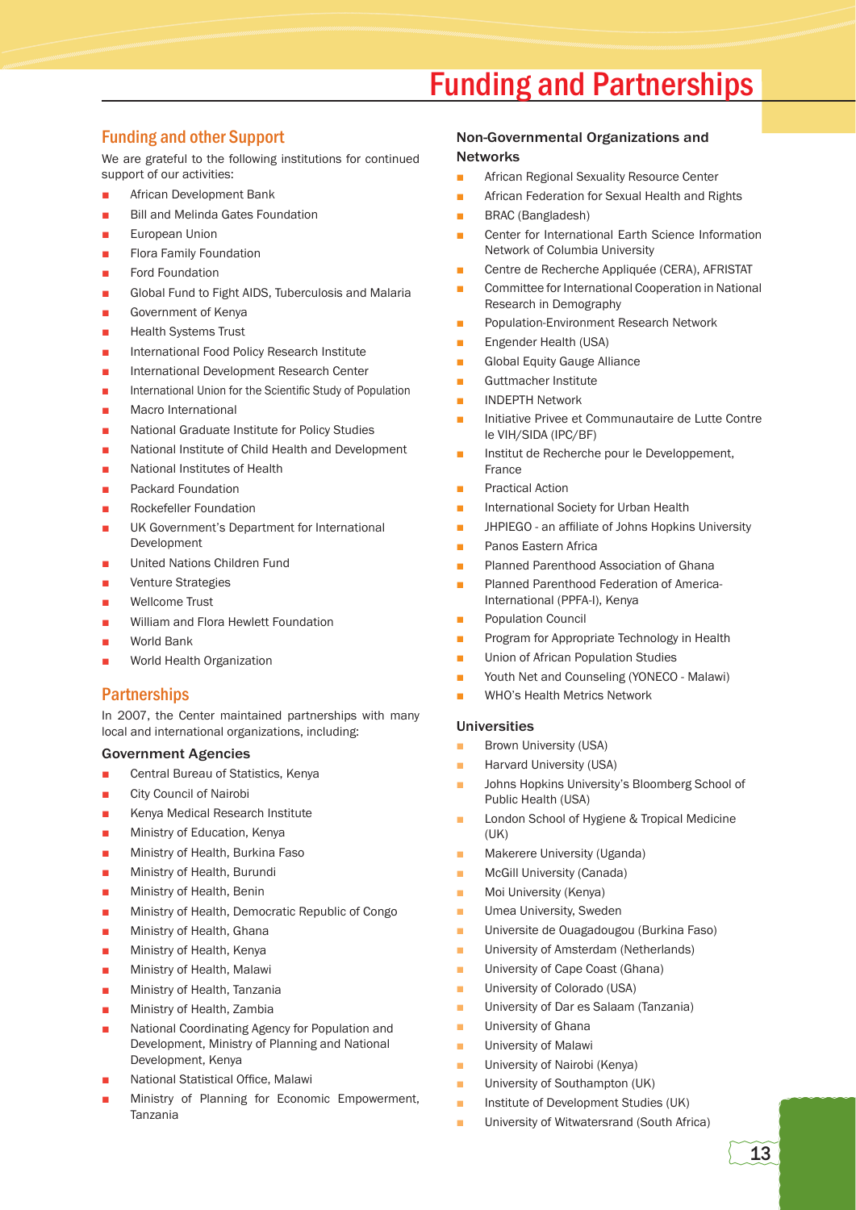# Funding and Partnerships

## Funding and other Support

We are grateful to the following institutions for continued support of our activities:

- African Development Bank
- Bill and Melinda Gates Foundation
- European Union
- Flora Family Foundation
- Ford Foundation
- Global Fund to Fight AIDS, Tuberculosis and Malaria
- Government of Kenya
- Health Systems Trust
- International Food Policy Research Institute
- International Development Research Center
- International Union for the Scientific Study of Population
- Macro International
- National Graduate Institute for Policy Studies
- National Institute of Child Health and Development
- National Institutes of Health
- Packard Foundation
- Rockefeller Foundation
- UK Government's Department for International Development
- United Nations Children Fund
- Venture Strategies
- Wellcome Trust
- William and Flora Hewlett Foundation
- World Bank
- World Health Organization

## Partnerships

In 2007, the Center maintained partnerships with many local and international organizations, including:

### Government Agencies

- Central Bureau of Statistics, Kenya
- City Council of Nairobi
- Kenya Medical Research Institute
- Ministry of Education, Kenya
- Ministry of Health, Burkina Faso
- Ministry of Health, Burundi
- Ministry of Health, Benin
- Ministry of Health, Democratic Republic of Congo
- Ministry of Health, Ghana
- Ministry of Health, Kenya
- Ministry of Health, Malawi
- Ministry of Health, Tanzania
- Ministry of Health, Zambia
- National Coordinating Agency for Population and Development, Ministry of Planning and National Development, Kenya
- National Statistical Office, Malawi
- Ministry of Planning for Economic Empowerment, Tanzania

### Non-Governmental Organizations and Networks

- African Regional Sexuality Resource Center
- African Federation for Sexual Health and Rights
- BRAC (Bangladesh)
- Center for International Earth Science Information Network of Columbia University
- Centre de Recherche Appliquée (CERA), AFRISTAT
- Committee for International Cooperation in National Research in Demography
- Population-Environment Research Network
- Engender Health (USA)
- Global Equity Gauge Alliance
- Guttmacher Institute
- INDEPTH Network
- Initiative Privee et Communautaire de Lutte Contre le VIH/SIDA (IPC/BF)
- Institut de Recherche pour le Developpement, France
- Practical Action
- International Society for Urban Health
- JHPIEGO - an affiliate of Johns Hopkins University
- Panos Eastern Africa
- Planned Parenthood Association of Ghana
- Planned Parenthood Federation of America-International (PPFA-I), Kenya
- Population Council
- Program for Appropriate Technology in Health
- Union of African Population Studies
- Youth Net and Counseling (YONECO - Malawi)
- WHO's Health Metrics Network

### Universities

- Brown University (USA)
- Harvard University (USA)
- Johns Hopkins University's Bloomberg School of Public Health (USA)
- London School of Hygiene & Tropical Medicine (UK)
- Makerere University (Uganda)
- McGill University (Canada)
- Moi University (Kenya)
- Umea University, Sweden
- Universite de Ouagadougou (Burkina Faso)
- University of Amsterdam (Netherlands)
- University of Cape Coast (Ghana)
- University of Colorado (USA)
- University of Dar es Salaam (Tanzania)
- University of Ghana
- University of Malawi
- University of Nairobi (Kenya)
- University of Southampton (UK)
- Institute of Development Studies (UK)
- University of Witwatersrand (South Africa)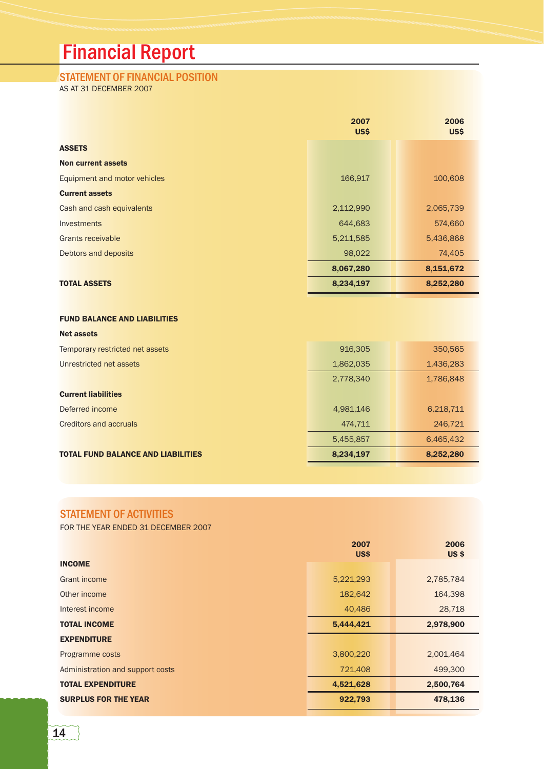# Financial Report

## STATEMENT OF FINANCIAL POSITION

AS AT 31 DECEMBER 2007

| | 2007 US$ | 2006 US$ |
|---|---|---|
| **ASSETS** | | |
| **Non current assets** | | |
| Equipment and motor vehicles | 166,917 | 100,608 |
| **Current assets** | | |
| Cash and cash equivalents | 2,112,990 | 2,065,739 |
| Investments | 644,683 | 574,660 |
| Grants receivable | 5,211,585 | 5,436,868 |
| Debtors and deposits | 98,022 | 74,405 |
| | **8,067,280** | **8,151,672** |
| **TOTAL ASSETS** | **8,234,197** | **8,252,280** |
| **FUND BALANCE AND LIABILITIES** | | |
| **Net assets** | | |
| Temporary restricted net assets | 916,305 | 350,565 |
| Unrestricted net assets | 1,862,035 | 1,436,283 |
| | 2,778,340 | 1,786,848 |
| **Current liabilities** | | |
| Deferred income | 4,981,146 | 6,218,711 |
| Creditors and accruals | 474,711 | 246,721 |
| | 5,455,857 | 6,465,432 |
| **TOTAL FUND BALANCE AND LIABILITIES** | **8,234,197** | **8,252,280** |

## STATEMENT OF ACTIVITIES

FOR THE YEAR ENDED 31 DECEMBER 2007

| | 2007 US$ | 2006 US $ |
|---|---|---|
| **INCOME** | | |
| Grant income | 5,221,293 | 2,785,784 |
| Other income | 182,642 | 164,398 |
| Interest income | 40,486 | 28,718 |
| **TOTAL INCOME** | **5,444,421** | **2,978,900** |
| **EXPENDITURE** | | |
| Programme costs | 3,800,220 | 2,001,464 |
| Administration and support costs | 721,408 | 499,300 |
| **TOTAL EXPENDITURE** | **4,521,628** | **2,500,764** |
| **SURPLUS FOR THE YEAR** | **922,793** | **478,136** |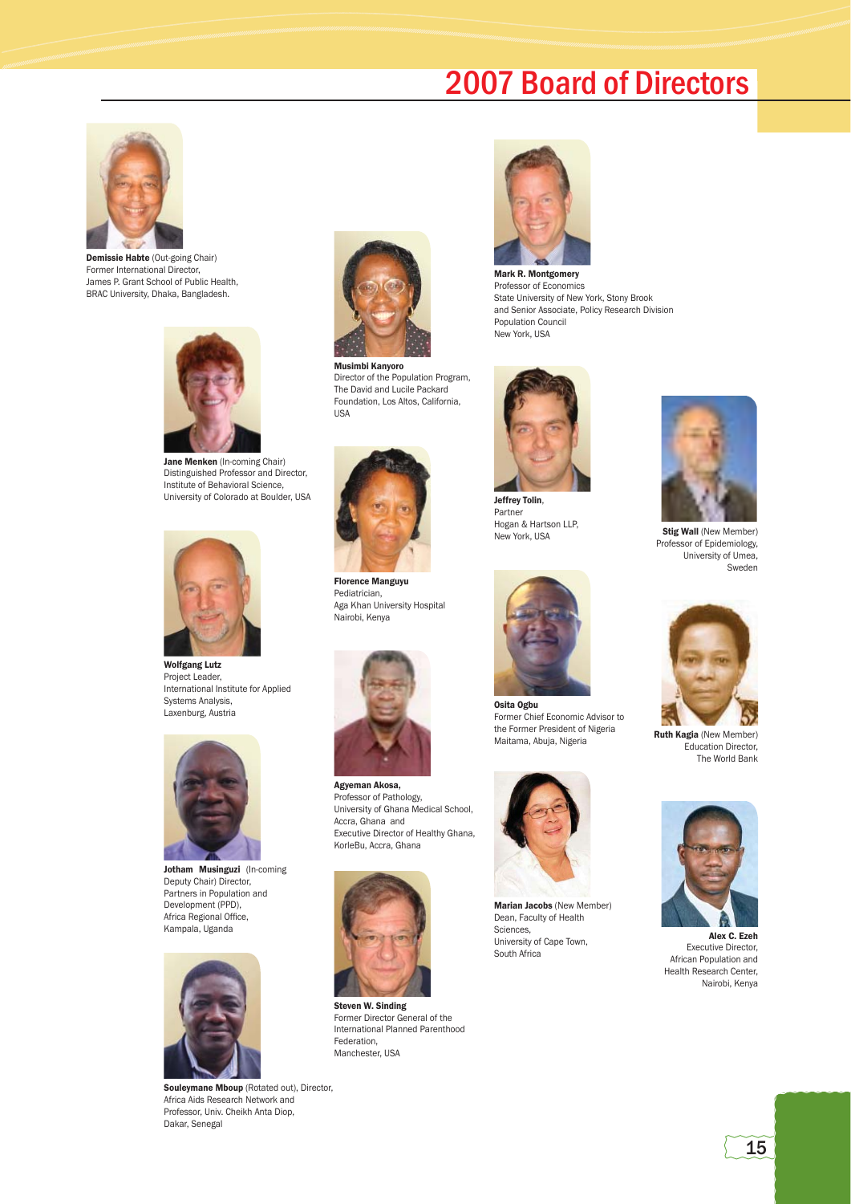# 2007 Board of Directors

**Demissie Habte** (Out-going Chair)
Former International Director,
James P. Grant School of Public Health,
BRAC University, Dhaka, Bangladesh.

**Jane Menken** (In-coming Chair)
Distinguished Professor and Director,
Institute of Behavioral Science,
University of Colorado at Boulder, USA

**Wolfgang Lutz**
Project Leader,
International Institute for Applied
Systems Analysis,
Laxenburg, Austria

**Jotham Musinguzi** (In-coming Deputy Chair) Director,
Partners in Population and
Development (PPD),
Africa Regional Office,
Kampala, Uganda

**Souleymane Mboup** (Rotated out), Director,
Africa Aids Research Network and
Professor, Univ. Cheikh Anta Diop,
Dakar, Senegal

**Musimbi Kanyoro**
Director of the Population Program,
The David and Lucile Packard
Foundation, Los Altos, California,
USA

**Florence Manguyu**
Pediatrician,
Aga Khan University Hospital
Nairobi, Kenya

**Agyeman Akosa,**
Professor of Pathology,
University of Ghana Medical School,
Accra, Ghana and
Executive Director of Healthy Ghana,
KorleBu, Accra, Ghana

**Steven W. Sinding**
Former Director General of the
International Planned Parenthood
Federation,
Manchester, USA

**Mark R. Montgomery**
Professor of Economics
State University of New York, Stony Brook
and Senior Associate, Policy Research Division
Population Council
New York, USA

**Jeffrey Tolin**,
Partner
Hogan & Hartson LLP,
New York, USA

**Osita Ogbu**
Former Chief Economic Advisor to
the Former President of Nigeria
Maitama, Abuja, Nigeria

**Marian Jacobs** (New Member)
Dean, Faculty of Health
Sciences,
University of Cape Town,
South Africa

**Stig Wall** (New Member)
Professor of Epidemiology,
University of Umea,
Sweden

**Ruth Kagia** (New Member)
Education Director,
The World Bank

**Alex C. Ezeh**
Executive Director,
African Population and
Health Research Center,
Nairobi, Kenya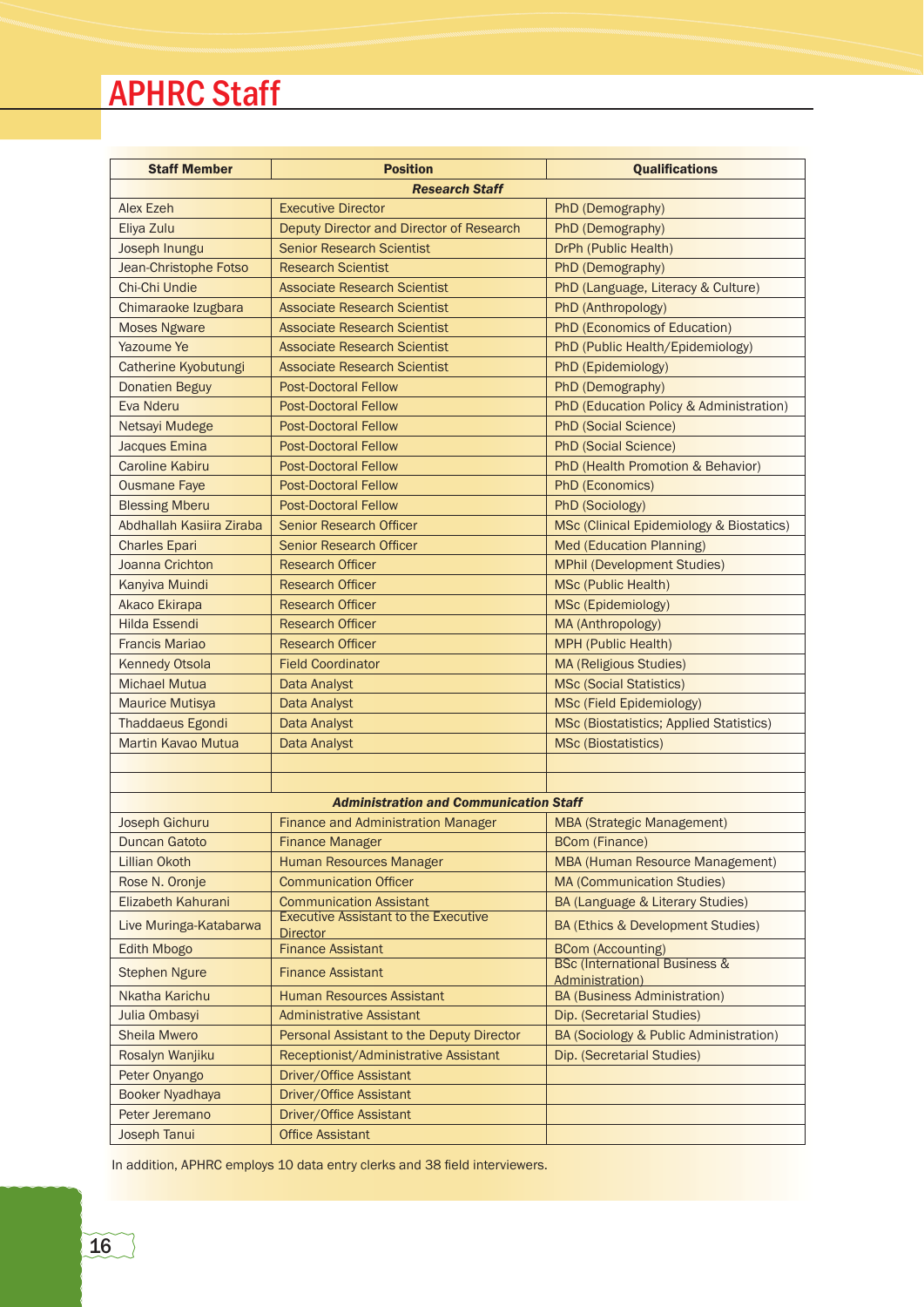# APHRC Staff

| Staff Member | Position | Qualifications |
|---|---|---|
| | ***Research Staff*** | |
| Alex Ezeh | Executive Director | PhD (Demography) |
| Eliya Zulu | Deputy Director and Director of Research | PhD (Demography) |
| Joseph Inungu | Senior Research Scientist | DrPh (Public Health) |
| Jean-Christophe Fotso | Research Scientist | PhD (Demography) |
| Chi-Chi Undie | Associate Research Scientist | PhD (Language, Literacy & Culture) |
| Chimaraoke Izugbara | Associate Research Scientist | PhD (Anthropology) |
| Moses Ngware | Associate Research Scientist | PhD (Economics of Education) |
| Yazoume Ye | Associate Research Scientist | PhD (Public Health/Epidemiology) |
| Catherine Kyobutungi | Associate Research Scientist | PhD (Epidemiology) |
| Donatien Beguy | Post-Doctoral Fellow | PhD (Demography) |
| Eva Nderu | Post-Doctoral Fellow | PhD (Education Policy & Administration) |
| Netsayi Mudege | Post-Doctoral Fellow | PhD (Social Science) |
| Jacques Emina | Post-Doctoral Fellow | PhD (Social Science) |
| Caroline Kabiru | Post-Doctoral Fellow | PhD (Health Promotion & Behavior) |
| Ousmane Faye | Post-Doctoral Fellow | PhD (Economics) |
| Blessing Mberu | Post-Doctoral Fellow | PhD (Sociology) |
| Abdhallah Kasiira Ziraba | Senior Research Officer | MSc (Clinical Epidemiology & Biostatics) |
| Charles Epari | Senior Research Officer | Med (Education Planning) |
| Joanna Crichton | Research Officer | MPhil (Development Studies) |
| Kanyiva Muindi | Research Officer | MSc (Public Health) |
| Akaco Ekirapa | Research Officer | MSc (Epidemiology) |
| Hilda Essendi | Research Officer | MA (Anthropology) |
| Francis Mariao | Research Officer | MPH (Public Health) |
| Kennedy Otsola | Field Coordinator | MA (Religious Studies) |
| Michael Mutua | Data Analyst | MSc (Social Statistics) |
| Maurice Mutisya | Data Analyst | MSc (Field Epidemiology) |
| Thaddaeus Egondi | Data Analyst | MSc (Biostatistics; Applied Statistics) |
| Martin Kavao Mutua | Data Analyst | MSc (Biostatistics) |
| | | |
| | | |
| | ***Administration and Communication Staff*** | |
| Joseph Gichuru | Finance and Administration Manager | MBA (Strategic Management) |
| Duncan Gatoto | Finance Manager | BCom (Finance) |
| Lillian Okoth | Human Resources Manager | MBA (Human Resource Management) |
| Rose N. Oronje | Communication Officer | MA (Communication Studies) |
| Elizabeth Kahurani | Communication Assistant | BA (Language & Literary Studies) |
| Live Muringa-Katabarwa | Executive Assistant to the Executive Director | BA (Ethics & Development Studies) |
| Edith Mbogo | Finance Assistant | BCom (Accounting) |
| Stephen Ngure | Finance Assistant | BSc (International Business & Administration) |
| Nkatha Karichu | Human Resources Assistant | BA (Business Administration) |
| Julia Ombasyi | Administrative Assistant | Dip. (Secretarial Studies) |
| Sheila Mwero | Personal Assistant to the Deputy Director | BA (Sociology & Public Administration) |
| Rosalyn Wanjiku | Receptionist/Administrative Assistant | Dip. (Secretarial Studies) |
| Peter Onyango | Driver/Office Assistant | |
| Booker Nyadhaya | Driver/Office Assistant | |
| Peter Jeremano | Driver/Office Assistant | |
| Joseph Tanui | Office Assistant | |

In addition, APHRC employs 10 data entry clerks and 38 field interviewers.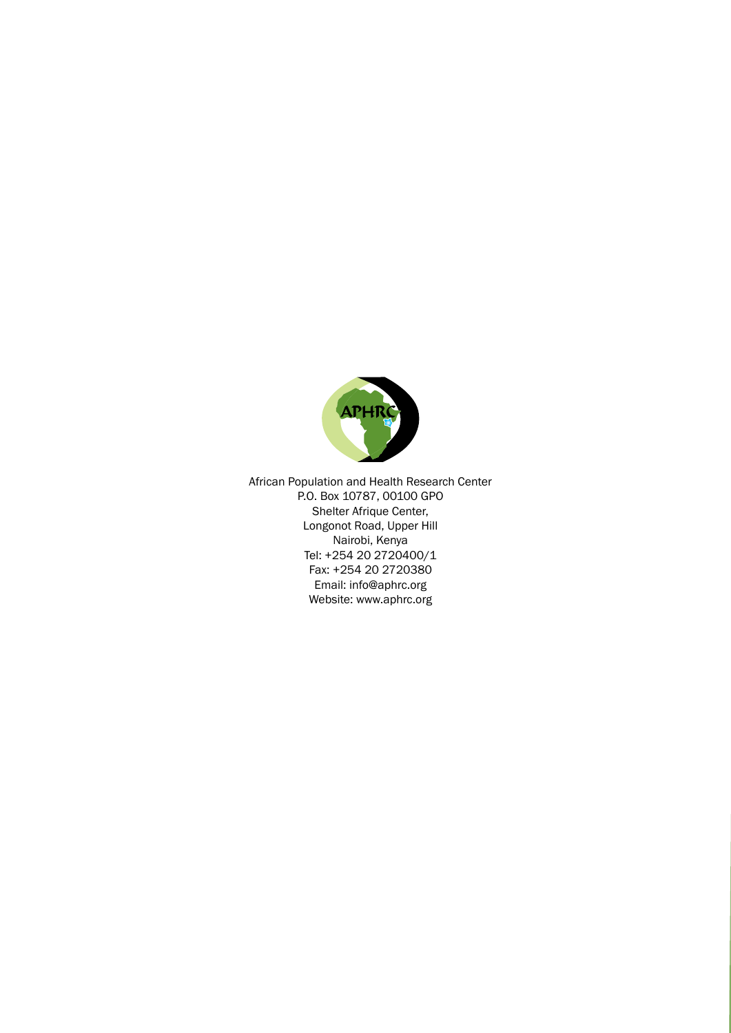African Population and Health Research Center
P.O. Box 10787, 00100 GPO
Shelter Afrique Center,
Longonot Road, Upper Hill
Nairobi, Kenya
Tel: +254 20 2720400/1
Fax: +254 20 2720380
Email: info@aphrc.org
Website: www.aphrc.org